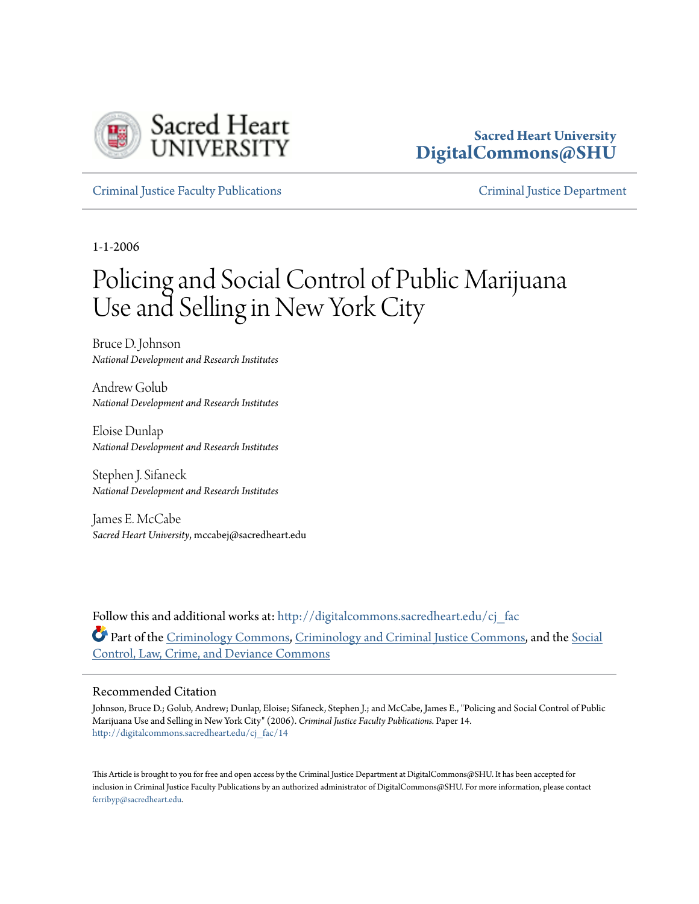Sacred Heart University
DigitalCommons@SHU

Criminal Justice Faculty Publications

Criminal Justice Department

1-1-2006

# Policing and Social Control of Public Marijuana Use and Selling in New York City

Bruce D. Johnson
*National Development and Research Institutes*

Andrew Golub
*National Development and Research Institutes*

Eloise Dunlap
*National Development and Research Institutes*

Stephen J. Sifaneck
*National Development and Research Institutes*

James E. McCabe
*Sacred Heart University*, mccabej@sacredheart.edu

Follow this and additional works at: http://digitalcommons.sacredheart.edu/cj_fac

Part of the Criminology Commons, Criminology and Criminal Justice Commons, and the Social Control, Law, Crime, and Deviance Commons

## Recommended Citation

Johnson, Bruce D.; Golub, Andrew; Dunlap, Eloise; Sifaneck, Stephen J.; and McCabe, James E., "Policing and Social Control of Public Marijuana Use and Selling in New York City" (2006). *Criminal Justice Faculty Publications.* Paper 14.
http://digitalcommons.sacredheart.edu/cj_fac/14

This Article is brought to you for free and open access by the Criminal Justice Department at DigitalCommons@SHU. It has been accepted for inclusion in Criminal Justice Faculty Publications by an authorized administrator of DigitalCommons@SHU. For more information, please contact ferribyp@sacredheart.edu.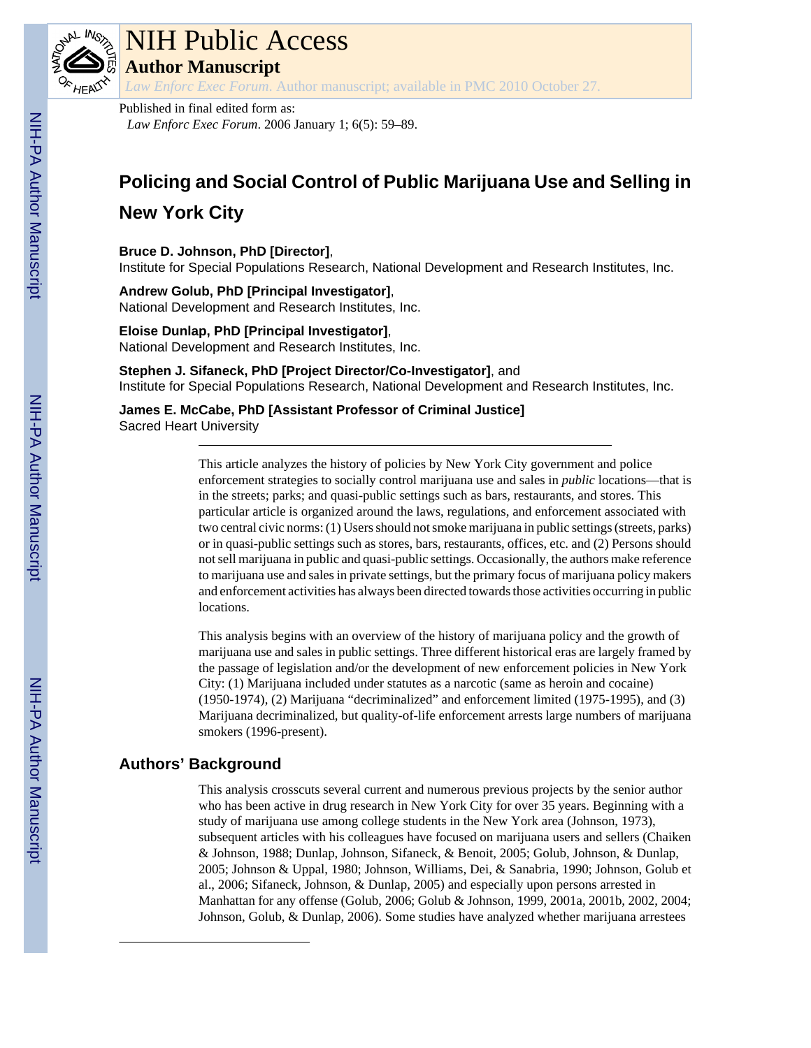# Policing and Social Control of Public Marijuana Use and Selling in New York City

**Bruce D. Johnson, PhD [Director]**,
Institute for Special Populations Research, National Development and Research Institutes, Inc.

**Andrew Golub, PhD [Principal Investigator]**,
National Development and Research Institutes, Inc.

**Eloise Dunlap, PhD [Principal Investigator]**,
National Development and Research Institutes, Inc.

**Stephen J. Sifaneck, PhD [Project Director/Co-Investigator]**, and
Institute for Special Populations Research, National Development and Research Institutes, Inc.

**James E. McCabe, PhD [Assistant Professor of Criminal Justice]**
Sacred Heart University

This article analyzes the history of policies by New York City government and police enforcement strategies to socially control marijuana use and sales in *public* locations—that is in the streets; parks; and quasi-public settings such as bars, restaurants, and stores. This particular article is organized around the laws, regulations, and enforcement associated with two central civic norms: (1) Users should not smoke marijuana in public settings (streets, parks) or in quasi-public settings such as stores, bars, restaurants, offices, etc. and (2) Persons should not sell marijuana in public and quasi-public settings. Occasionally, the authors make reference to marijuana use and sales in private settings, but the primary focus of marijuana policy makers and enforcement activities has always been directed towards those activities occurring in public locations.

This analysis begins with an overview of the history of marijuana policy and the growth of marijuana use and sales in public settings. Three different historical eras are largely framed by the passage of legislation and/or the development of new enforcement policies in New York City: (1) Marijuana included under statutes as a narcotic (same as heroin and cocaine) (1950-1974), (2) Marijuana "decriminalized" and enforcement limited (1975-1995), and (3) Marijuana decriminalized, but quality-of-life enforcement arrests large numbers of marijuana smokers (1996-present).

## Authors' Background

This analysis crosscuts several current and numerous previous projects by the senior author who has been active in drug research in New York City for over 35 years. Beginning with a study of marijuana use among college students in the New York area (Johnson, 1973), subsequent articles with his colleagues have focused on marijuana users and sellers (Chaiken & Johnson, 1988; Dunlap, Johnson, Sifaneck, & Benoit, 2005; Golub, Johnson, & Dunlap, 2005; Johnson & Uppal, 1980; Johnson, Williams, Dei, & Sanabria, 1990; Johnson, Golub et al., 2006; Sifaneck, Johnson, & Dunlap, 2005) and especially upon persons arrested in Manhattan for any offense (Golub, 2006; Golub & Johnson, 1999, 2001a, 2001b, 2002, 2004; Johnson, Golub, & Dunlap, 2006). Some studies have analyzed whether marijuana arrestees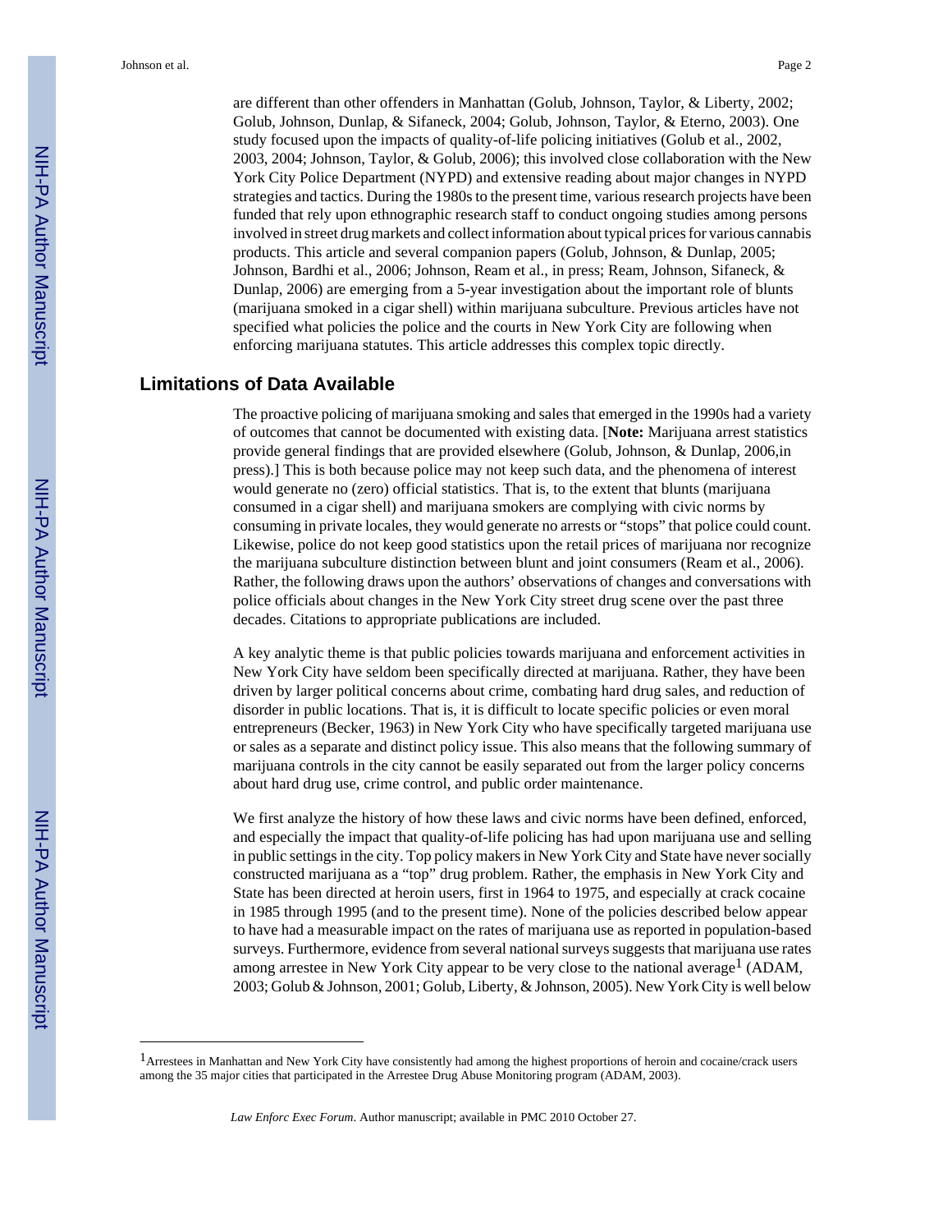are different than other offenders in Manhattan (Golub, Johnson, Taylor, & Liberty, 2002; Golub, Johnson, Dunlap, & Sifaneck, 2004; Golub, Johnson, Taylor, & Eterno, 2003). One study focused upon the impacts of quality-of-life policing initiatives (Golub et al., 2002, 2003, 2004; Johnson, Taylor, & Golub, 2006); this involved close collaboration with the New York City Police Department (NYPD) and extensive reading about major changes in NYPD strategies and tactics. During the 1980s to the present time, various research projects have been funded that rely upon ethnographic research staff to conduct ongoing studies among persons involved in street drug markets and collect information about typical prices for various cannabis products. This article and several companion papers (Golub, Johnson, & Dunlap, 2005; Johnson, Bardhi et al., 2006; Johnson, Ream et al., in press; Ream, Johnson, Sifaneck, & Dunlap, 2006) are emerging from a 5-year investigation about the important role of blunts (marijuana smoked in a cigar shell) within marijuana subculture. Previous articles have not specified what policies the police and the courts in New York City are following when enforcing marijuana statutes. This article addresses this complex topic directly.

## Limitations of Data Available

The proactive policing of marijuana smoking and sales that emerged in the 1990s had a variety of outcomes that cannot be documented with existing data. [**Note:** Marijuana arrest statistics provide general findings that are provided elsewhere (Golub, Johnson, & Dunlap, 2006,in press).] This is both because police may not keep such data, and the phenomena of interest would generate no (zero) official statistics. That is, to the extent that blunts (marijuana consumed in a cigar shell) and marijuana smokers are complying with civic norms by consuming in private locales, they would generate no arrests or "stops" that police could count. Likewise, police do not keep good statistics upon the retail prices of marijuana nor recognize the marijuana subculture distinction between blunt and joint consumers (Ream et al., 2006). Rather, the following draws upon the authors' observations of changes and conversations with police officials about changes in the New York City street drug scene over the past three decades. Citations to appropriate publications are included.

A key analytic theme is that public policies towards marijuana and enforcement activities in New York City have seldom been specifically directed at marijuana. Rather, they have been driven by larger political concerns about crime, combating hard drug sales, and reduction of disorder in public locations. That is, it is difficult to locate specific policies or even moral entrepreneurs (Becker, 1963) in New York City who have specifically targeted marijuana use or sales as a separate and distinct policy issue. This also means that the following summary of marijuana controls in the city cannot be easily separated out from the larger policy concerns about hard drug use, crime control, and public order maintenance.

We first analyze the history of how these laws and civic norms have been defined, enforced, and especially the impact that quality-of-life policing has had upon marijuana use and selling in public settings in the city. Top policy makers in New York City and State have never socially constructed marijuana as a "top" drug problem. Rather, the emphasis in New York City and State has been directed at heroin users, first in 1964 to 1975, and especially at crack cocaine in 1985 through 1995 (and to the present time). None of the policies described below appear to have had a measurable impact on the rates of marijuana use as reported in population-based surveys. Furthermore, evidence from several national surveys suggests that marijuana use rates among arrestee in New York City appear to be very close to the national average[1] (ADAM, 2003; Golub & Johnson, 2001; Golub, Liberty, & Johnson, 2005). New York City is well below

[1] Arrestees in Manhattan and New York City have consistently had among the highest proportions of heroin and cocaine/crack users among the 35 major cities that participated in the Arrestee Drug Abuse Monitoring program (ADAM, 2003).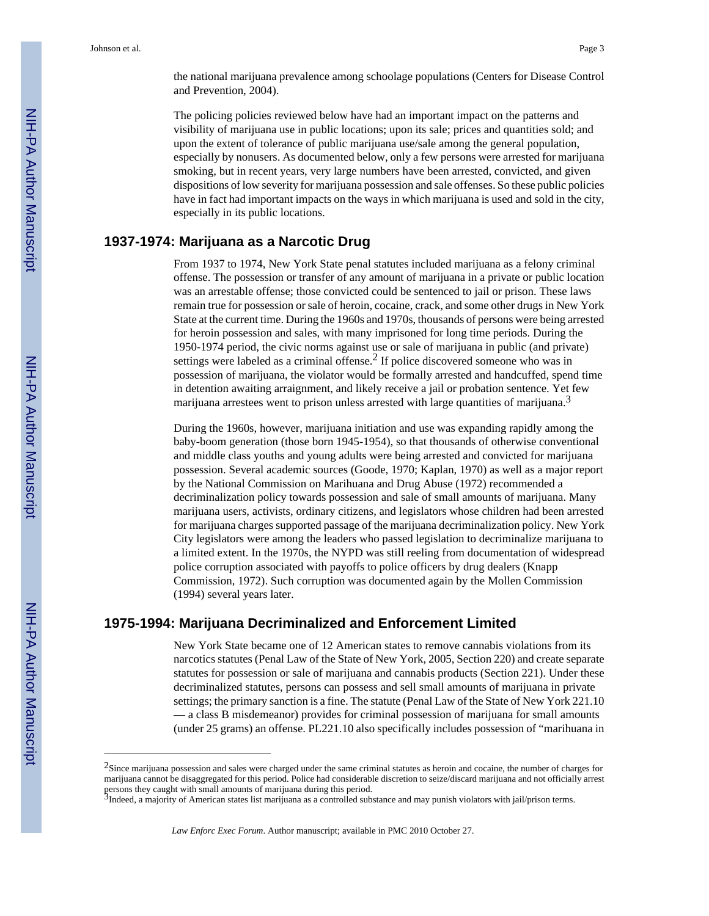the national marijuana prevalence among schoolage populations (Centers for Disease Control and Prevention, 2004).

The policing policies reviewed below have had an important impact on the patterns and visibility of marijuana use in public locations; upon its sale; prices and quantities sold; and upon the extent of tolerance of public marijuana use/sale among the general population, especially by nonusers. As documented below, only a few persons were arrested for marijuana smoking, but in recent years, very large numbers have been arrested, convicted, and given dispositions of low severity for marijuana possession and sale offenses. So these public policies have in fact had important impacts on the ways in which marijuana is used and sold in the city, especially in its public locations.

## 1937-1974: Marijuana as a Narcotic Drug

From 1937 to 1974, New York State penal statutes included marijuana as a felony criminal offense. The possession or transfer of any amount of marijuana in a private or public location was an arrestable offense; those convicted could be sentenced to jail or prison. These laws remain true for possession or sale of heroin, cocaine, crack, and some other drugs in New York State at the current time. During the 1960s and 1970s, thousands of persons were being arrested for heroin possession and sales, with many imprisoned for long time periods. During the 1950-1974 period, the civic norms against use or sale of marijuana in public (and private) settings were labeled as a criminal offense.[2] If police discovered someone who was in possession of marijuana, the violator would be formally arrested and handcuffed, spend time in detention awaiting arraignment, and likely receive a jail or probation sentence. Yet few marijuana arrestees went to prison unless arrested with large quantities of marijuana.[3]

During the 1960s, however, marijuana initiation and use was expanding rapidly among the baby-boom generation (those born 1945-1954), so that thousands of otherwise conventional and middle class youths and young adults were being arrested and convicted for marijuana possession. Several academic sources (Goode, 1970; Kaplan, 1970) as well as a major report by the National Commission on Marihuana and Drug Abuse (1972) recommended a decriminalization policy towards possession and sale of small amounts of marijuana. Many marijuana users, activists, ordinary citizens, and legislators whose children had been arrested for marijuana charges supported passage of the marijuana decriminalization policy. New York City legislators were among the leaders who passed legislation to decriminalize marijuana to a limited extent. In the 1970s, the NYPD was still reeling from documentation of widespread police corruption associated with payoffs to police officers by drug dealers (Knapp Commission, 1972). Such corruption was documented again by the Mollen Commission (1994) several years later.

## 1975-1994: Marijuana Decriminalized and Enforcement Limited

New York State became one of 12 American states to remove cannabis violations from its narcotics statutes (Penal Law of the State of New York, 2005, Section 220) and create separate statutes for possession or sale of marijuana and cannabis products (Section 221). Under these decriminalized statutes, persons can possess and sell small amounts of marijuana in private settings; the primary sanction is a fine. The statute (Penal Law of the State of New York 221.10 — a class B misdemeanor) provides for criminal possession of marijuana for small amounts (under 25 grams) an offense. PL221.10 also specifically includes possession of "marihuana in

---

[2] Since marijuana possession and sales were charged under the same criminal statutes as heroin and cocaine, the number of charges for marijuana cannot be disaggregated for this period. Police had considerable discretion to seize/discard marijuana and not officially arrest persons they caught with small amounts of marijuana during this period.

[3] Indeed, a majority of American states list marijuana as a controlled substance and may punish violators with jail/prison terms.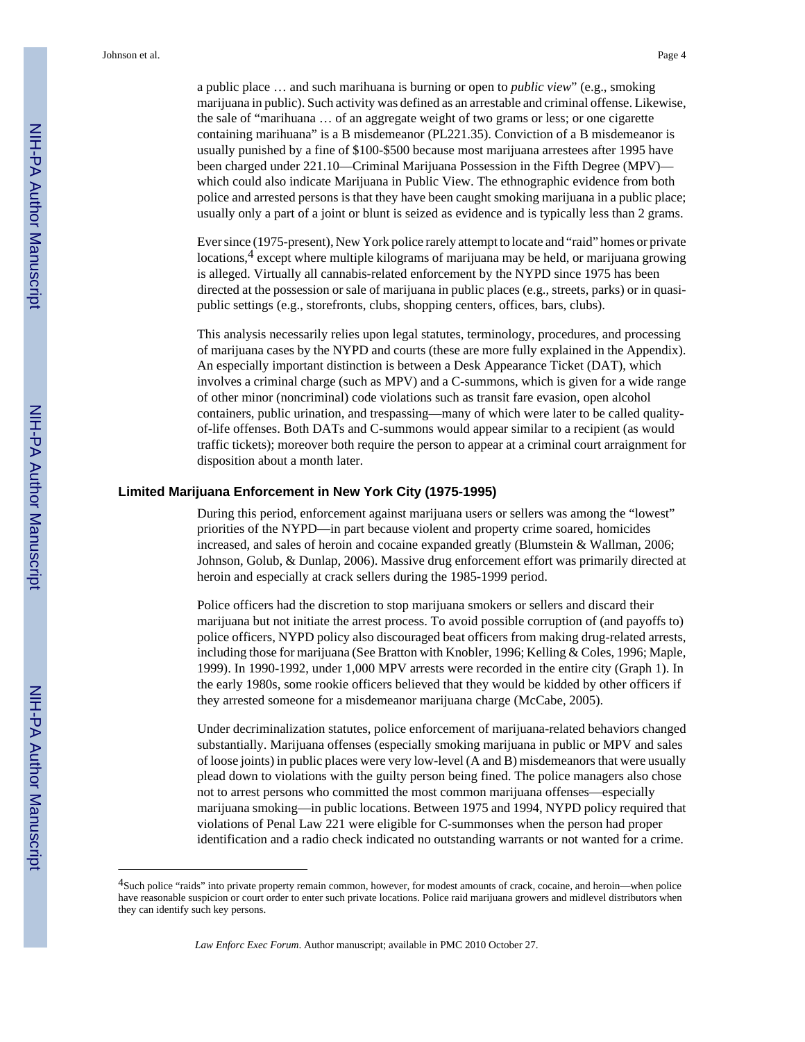a public place … and such marihuana is burning or open to *public view*" (e.g., smoking marijuana in public). Such activity was defined as an arrestable and criminal offense. Likewise, the sale of "marihuana … of an aggregate weight of two grams or less; or one cigarette containing marihuana" is a B misdemeanor (PL221.35). Conviction of a B misdemeanor is usually punished by a fine of $100-$500 because most marijuana arrestees after 1995 have been charged under 221.10—Criminal Marijuana Possession in the Fifth Degree (MPV)—which could also indicate Marijuana in Public View. The ethnographic evidence from both police and arrested persons is that they have been caught smoking marijuana in a public place; usually only a part of a joint or blunt is seized as evidence and is typically less than 2 grams.

Ever since (1975-present), New York police rarely attempt to locate and "raid" homes or private locations,[4] except where multiple kilograms of marijuana may be held, or marijuana growing is alleged. Virtually all cannabis-related enforcement by the NYPD since 1975 has been directed at the possession or sale of marijuana in public places (e.g., streets, parks) or in quasi-public settings (e.g., storefronts, clubs, shopping centers, offices, bars, clubs).

This analysis necessarily relies upon legal statutes, terminology, procedures, and processing of marijuana cases by the NYPD and courts (these are more fully explained in the Appendix). An especially important distinction is between a Desk Appearance Ticket (DAT), which involves a criminal charge (such as MPV) and a C-summons, which is given for a wide range of other minor (noncriminal) code violations such as transit fare evasion, open alcohol containers, public urination, and trespassing—many of which were later to be called quality-of-life offenses. Both DATs and C-summons would appear similar to a recipient (as would traffic tickets); moreover both require the person to appear at a criminal court arraignment for disposition about a month later.

### Limited Marijuana Enforcement in New York City (1975-1995)

During this period, enforcement against marijuana users or sellers was among the "lowest" priorities of the NYPD—in part because violent and property crime soared, homicides increased, and sales of heroin and cocaine expanded greatly (Blumstein & Wallman, 2006; Johnson, Golub, & Dunlap, 2006). Massive drug enforcement effort was primarily directed at heroin and especially at crack sellers during the 1985-1999 period.

Police officers had the discretion to stop marijuana smokers or sellers and discard their marijuana but not initiate the arrest process. To avoid possible corruption of (and payoffs to) police officers, NYPD policy also discouraged beat officers from making drug-related arrests, including those for marijuana (See Bratton with Knobler, 1996; Kelling & Coles, 1996; Maple, 1999). In 1990-1992, under 1,000 MPV arrests were recorded in the entire city (Graph 1). In the early 1980s, some rookie officers believed that they would be kidded by other officers if they arrested someone for a misdemeanor marijuana charge (McCabe, 2005).

Under decriminalization statutes, police enforcement of marijuana-related behaviors changed substantially. Marijuana offenses (especially smoking marijuana in public or MPV and sales of loose joints) in public places were very low-level (A and B) misdemeanors that were usually plead down to violations with the guilty person being fined. The police managers also chose not to arrest persons who committed the most common marijuana offenses—especially marijuana smoking—in public locations. Between 1975 and 1994, NYPD policy required that violations of Penal Law 221 were eligible for C-summonses when the person had proper identification and a radio check indicated no outstanding warrants or not wanted for a crime.

---

[4]Such police "raids" into private property remain common, however, for modest amounts of crack, cocaine, and heroin—when police have reasonable suspicion or court order to enter such private locations. Police raid marijuana growers and midlevel distributors when they can identify such key persons.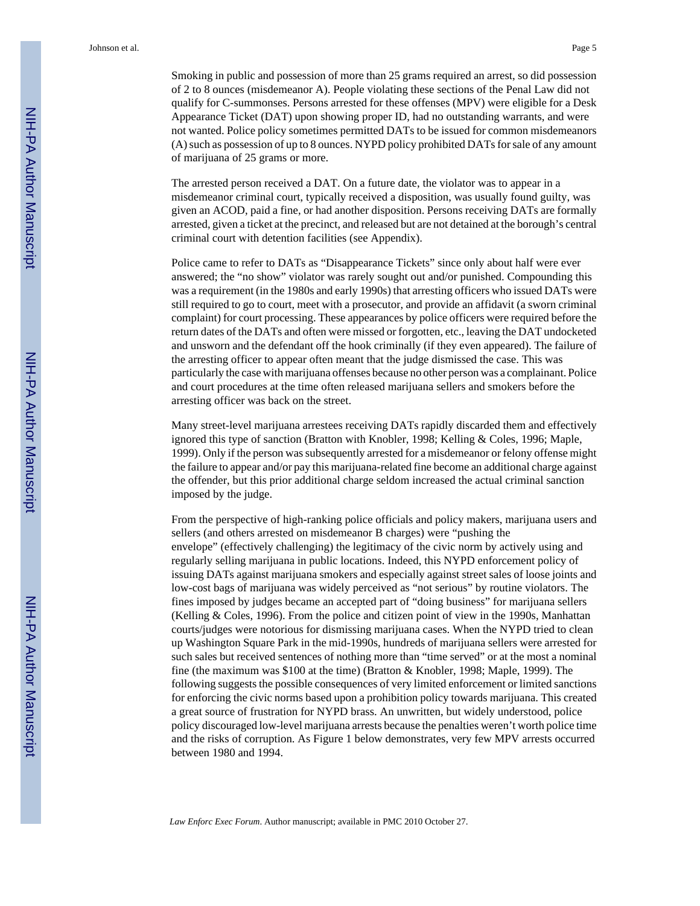Smoking in public and possession of more than 25 grams required an arrest, so did possession of 2 to 8 ounces (misdemeanor A). People violating these sections of the Penal Law did not qualify for C-summonses. Persons arrested for these offenses (MPV) were eligible for a Desk Appearance Ticket (DAT) upon showing proper ID, had no outstanding warrants, and were not wanted. Police policy sometimes permitted DATs to be issued for common misdemeanors (A) such as possession of up to 8 ounces. NYPD policy prohibited DATs for sale of any amount of marijuana of 25 grams or more.

The arrested person received a DAT. On a future date, the violator was to appear in a misdemeanor criminal court, typically received a disposition, was usually found guilty, was given an ACOD, paid a fine, or had another disposition. Persons receiving DATs are formally arrested, given a ticket at the precinct, and released but are not detained at the borough's central criminal court with detention facilities (see Appendix).

Police came to refer to DATs as "Disappearance Tickets" since only about half were ever answered; the "no show" violator was rarely sought out and/or punished. Compounding this was a requirement (in the 1980s and early 1990s) that arresting officers who issued DATs were still required to go to court, meet with a prosecutor, and provide an affidavit (a sworn criminal complaint) for court processing. These appearances by police officers were required before the return dates of the DATs and often were missed or forgotten, etc., leaving the DAT undocketed and unsworn and the defendant off the hook criminally (if they even appeared). The failure of the arresting officer to appear often meant that the judge dismissed the case. This was particularly the case with marijuana offenses because no other person was a complainant. Police and court procedures at the time often released marijuana sellers and smokers before the arresting officer was back on the street.

Many street-level marijuana arrestees receiving DATs rapidly discarded them and effectively ignored this type of sanction (Bratton with Knobler, 1998; Kelling & Coles, 1996; Maple, 1999). Only if the person was subsequently arrested for a misdemeanor or felony offense might the failure to appear and/or pay this marijuana-related fine become an additional charge against the offender, but this prior additional charge seldom increased the actual criminal sanction imposed by the judge.

From the perspective of high-ranking police officials and policy makers, marijuana users and sellers (and others arrested on misdemeanor B charges) were "pushing the envelope" (effectively challenging) the legitimacy of the civic norm by actively using and regularly selling marijuana in public locations. Indeed, this NYPD enforcement policy of issuing DATs against marijuana smokers and especially against street sales of loose joints and low-cost bags of marijuana was widely perceived as "not serious" by routine violators. The fines imposed by judges became an accepted part of "doing business" for marijuana sellers (Kelling & Coles, 1996). From the police and citizen point of view in the 1990s, Manhattan courts/judges were notorious for dismissing marijuana cases. When the NYPD tried to clean up Washington Square Park in the mid-1990s, hundreds of marijuana sellers were arrested for such sales but received sentences of nothing more than "time served" or at the most a nominal fine (the maximum was $100 at the time) (Bratton & Knobler, 1998; Maple, 1999). The following suggests the possible consequences of very limited enforcement or limited sanctions for enforcing the civic norms based upon a prohibition policy towards marijuana. This created a great source of frustration for NYPD brass. An unwritten, but widely understood, police policy discouraged low-level marijuana arrests because the penalties weren't worth police time and the risks of corruption. As Figure 1 below demonstrates, very few MPV arrests occurred between 1980 and 1994.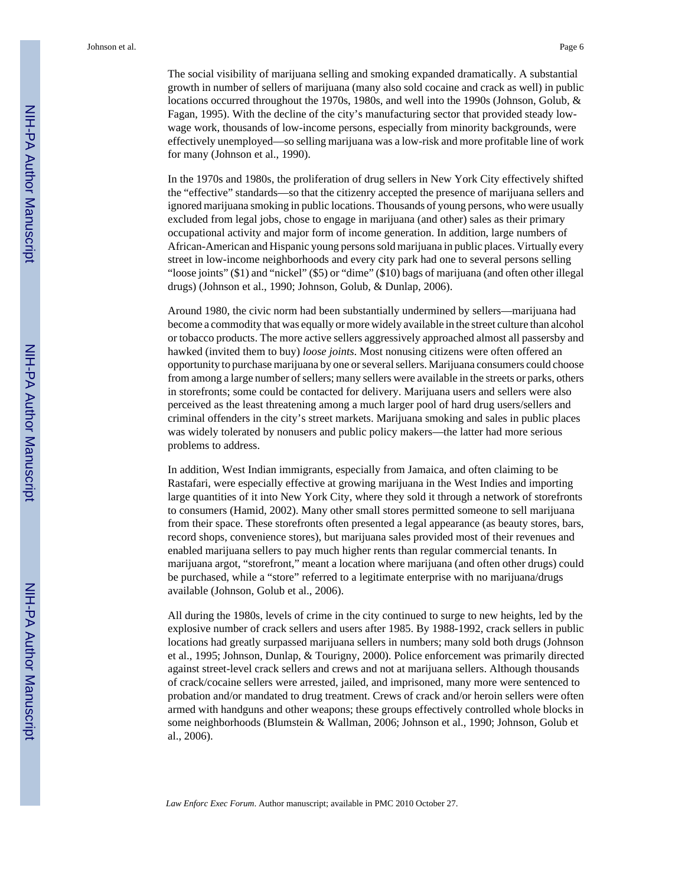The social visibility of marijuana selling and smoking expanded dramatically. A substantial growth in number of sellers of marijuana (many also sold cocaine and crack as well) in public locations occurred throughout the 1970s, 1980s, and well into the 1990s (Johnson, Golub, & Fagan, 1995). With the decline of the city's manufacturing sector that provided steady low-wage work, thousands of low-income persons, especially from minority backgrounds, were effectively unemployed—so selling marijuana was a low-risk and more profitable line of work for many (Johnson et al., 1990).

In the 1970s and 1980s, the proliferation of drug sellers in New York City effectively shifted the "effective" standards—so that the citizenry accepted the presence of marijuana sellers and ignored marijuana smoking in public locations. Thousands of young persons, who were usually excluded from legal jobs, chose to engage in marijuana (and other) sales as their primary occupational activity and major form of income generation. In addition, large numbers of African-American and Hispanic young persons sold marijuana in public places. Virtually every street in low-income neighborhoods and every city park had one to several persons selling "loose joints" ($1) and "nickel" ($5) or "dime" ($10) bags of marijuana (and often other illegal drugs) (Johnson et al., 1990; Johnson, Golub, & Dunlap, 2006).

Around 1980, the civic norm had been substantially undermined by sellers—marijuana had become a commodity that was equally or more widely available in the street culture than alcohol or tobacco products. The more active sellers aggressively approached almost all passersby and hawked (invited them to buy) *loose joints*. Most nonusing citizens were often offered an opportunity to purchase marijuana by one or several sellers. Marijuana consumers could choose from among a large number of sellers; many sellers were available in the streets or parks, others in storefronts; some could be contacted for delivery. Marijuana users and sellers were also perceived as the least threatening among a much larger pool of hard drug users/sellers and criminal offenders in the city's street markets. Marijuana smoking and sales in public places was widely tolerated by nonusers and public policy makers—the latter had more serious problems to address.

In addition, West Indian immigrants, especially from Jamaica, and often claiming to be Rastafari, were especially effective at growing marijuana in the West Indies and importing large quantities of it into New York City, where they sold it through a network of storefronts to consumers (Hamid, 2002). Many other small stores permitted someone to sell marijuana from their space. These storefronts often presented a legal appearance (as beauty stores, bars, record shops, convenience stores), but marijuana sales provided most of their revenues and enabled marijuana sellers to pay much higher rents than regular commercial tenants. In marijuana argot, "storefront," meant a location where marijuana (and often other drugs) could be purchased, while a "store" referred to a legitimate enterprise with no marijuana/drugs available (Johnson, Golub et al., 2006).

All during the 1980s, levels of crime in the city continued to surge to new heights, led by the explosive number of crack sellers and users after 1985. By 1988-1992, crack sellers in public locations had greatly surpassed marijuana sellers in numbers; many sold both drugs (Johnson et al., 1995; Johnson, Dunlap, & Tourigny, 2000). Police enforcement was primarily directed against street-level crack sellers and crews and not at marijuana sellers. Although thousands of crack/cocaine sellers were arrested, jailed, and imprisoned, many more were sentenced to probation and/or mandated to drug treatment. Crews of crack and/or heroin sellers were often armed with handguns and other weapons; these groups effectively controlled whole blocks in some neighborhoods (Blumstein & Wallman, 2006; Johnson et al., 1990; Johnson, Golub et al., 2006).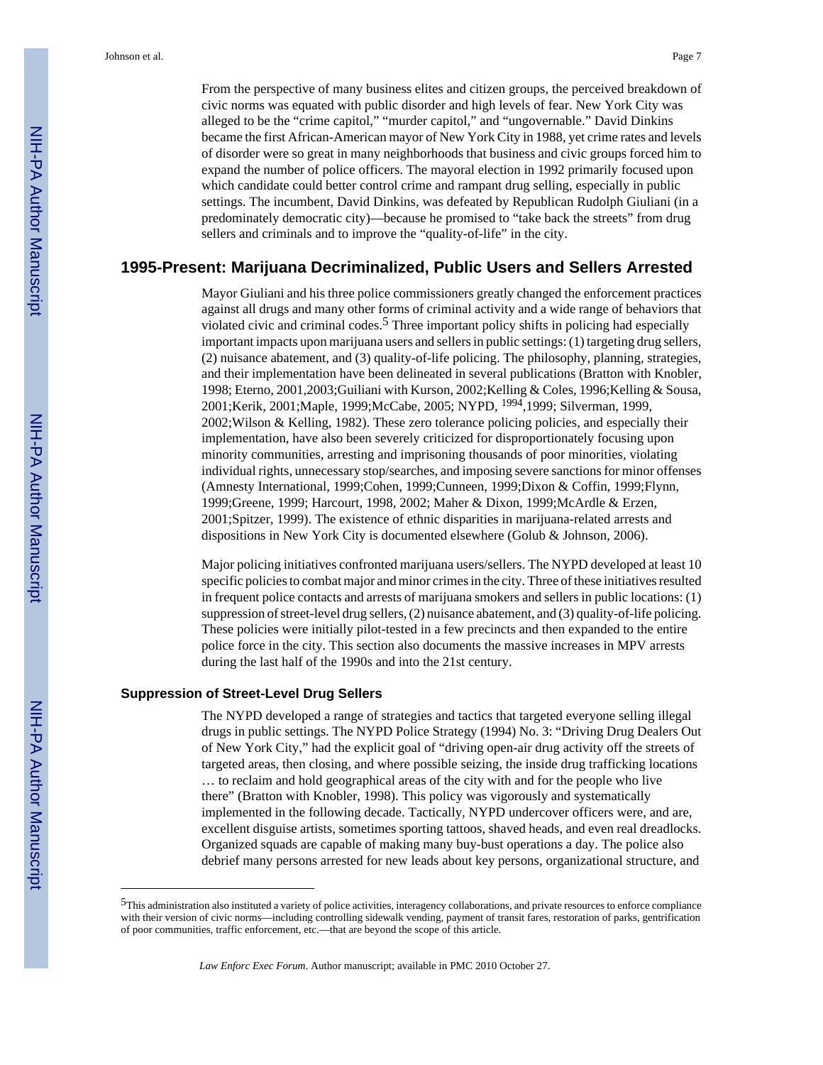From the perspective of many business elites and citizen groups, the perceived breakdown of civic norms was equated with public disorder and high levels of fear. New York City was alleged to be the "crime capitol," "murder capitol," and "ungovernable." David Dinkins became the first African-American mayor of New York City in 1988, yet crime rates and levels of disorder were so great in many neighborhoods that business and civic groups forced him to expand the number of police officers. The mayoral election in 1992 primarily focused upon which candidate could better control crime and rampant drug selling, especially in public settings. The incumbent, David Dinkins, was defeated by Republican Rudolph Giuliani (in a predominately democratic city)—because he promised to "take back the streets" from drug sellers and criminals and to improve the "quality-of-life" in the city.

## 1995-Present: Marijuana Decriminalized, Public Users and Sellers Arrested

Mayor Giuliani and his three police commissioners greatly changed the enforcement practices against all drugs and many other forms of criminal activity and a wide range of behaviors that violated civic and criminal codes.[5] Three important policy shifts in policing had especially important impacts upon marijuana users and sellers in public settings: (1) targeting drug sellers, (2) nuisance abatement, and (3) quality-of-life policing. The philosophy, planning, strategies, and their implementation have been delineated in several publications (Bratton with Knobler, 1998; Eterno, 2001,2003;Guiliani with Kurson, 2002;Kelling & Coles, 1996;Kelling & Sousa, 2001;Kerik, 2001;Maple, 1999;McCabe, 2005; NYPD, [1994],1999; Silverman, 1999, 2002;Wilson & Kelling, 1982). These zero tolerance policing policies, and especially their implementation, have also been severely criticized for disproportionately focusing upon minority communities, arresting and imprisoning thousands of poor minorities, violating individual rights, unnecessary stop/searches, and imposing severe sanctions for minor offenses (Amnesty International, 1999;Cohen, 1999;Cunneen, 1999;Dixon & Coffin, 1999;Flynn, 1999;Greene, 1999; Harcourt, 1998, 2002; Maher & Dixon, 1999;McArdle & Erzen, 2001;Spitzer, 1999). The existence of ethnic disparities in marijuana-related arrests and dispositions in New York City is documented elsewhere (Golub & Johnson, 2006).

Major policing initiatives confronted marijuana users/sellers. The NYPD developed at least 10 specific policies to combat major and minor crimes in the city. Three of these initiatives resulted in frequent police contacts and arrests of marijuana smokers and sellers in public locations: (1) suppression of street-level drug sellers, (2) nuisance abatement, and (3) quality-of-life policing. These policies were initially pilot-tested in a few precincts and then expanded to the entire police force in the city. This section also documents the massive increases in MPV arrests during the last half of the 1990s and into the 21st century.

### Suppression of Street-Level Drug Sellers

The NYPD developed a range of strategies and tactics that targeted everyone selling illegal drugs in public settings. The NYPD Police Strategy (1994) No. 3: "Driving Drug Dealers Out of New York City," had the explicit goal of "driving open-air drug activity off the streets of targeted areas, then closing, and where possible seizing, the inside drug trafficking locations … to reclaim and hold geographical areas of the city with and for the people who live there" (Bratton with Knobler, 1998). This policy was vigorously and systematically implemented in the following decade. Tactically, NYPD undercover officers were, and are, excellent disguise artists, sometimes sporting tattoos, shaved heads, and even real dreadlocks. Organized squads are capable of making many buy-bust operations a day. The police also debrief many persons arrested for new leads about key persons, organizational structure, and

[5]This administration also instituted a variety of police activities, interagency collaborations, and private resources to enforce compliance with their version of civic norms—including controlling sidewalk vending, payment of transit fares, restoration of parks, gentrification of poor communities, traffic enforcement, etc.—that are beyond the scope of this article.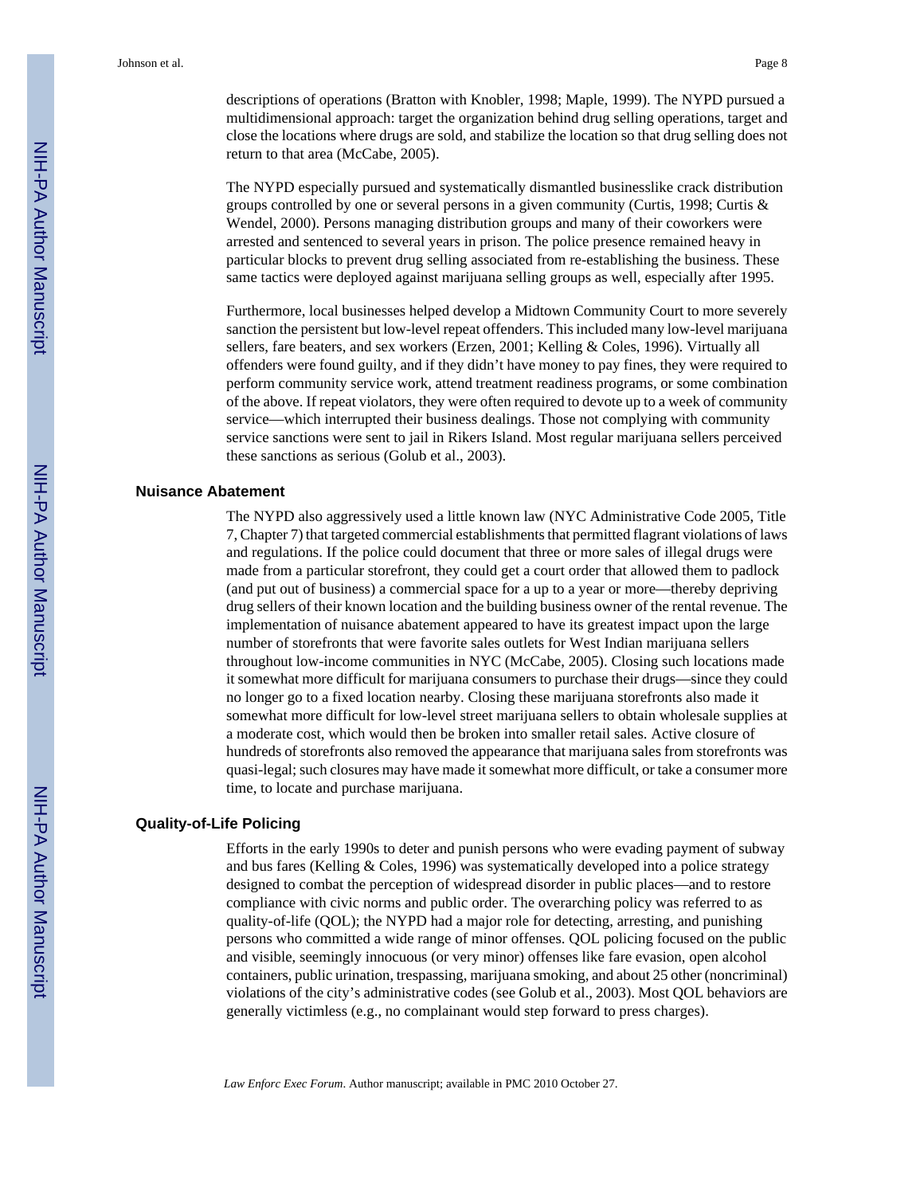descriptions of operations (Bratton with Knobler, 1998; Maple, 1999). The NYPD pursued a multidimensional approach: target the organization behind drug selling operations, target and close the locations where drugs are sold, and stabilize the location so that drug selling does not return to that area (McCabe, 2005).

The NYPD especially pursued and systematically dismantled businesslike crack distribution groups controlled by one or several persons in a given community (Curtis, 1998; Curtis & Wendel, 2000). Persons managing distribution groups and many of their coworkers were arrested and sentenced to several years in prison. The police presence remained heavy in particular blocks to prevent drug selling associated from re-establishing the business. These same tactics were deployed against marijuana selling groups as well, especially after 1995.

Furthermore, local businesses helped develop a Midtown Community Court to more severely sanction the persistent but low-level repeat offenders. This included many low-level marijuana sellers, fare beaters, and sex workers (Erzen, 2001; Kelling & Coles, 1996). Virtually all offenders were found guilty, and if they didn't have money to pay fines, they were required to perform community service work, attend treatment readiness programs, or some combination of the above. If repeat violators, they were often required to devote up to a week of community service—which interrupted their business dealings. Those not complying with community service sanctions were sent to jail in Rikers Island. Most regular marijuana sellers perceived these sanctions as serious (Golub et al., 2003).

### Nuisance Abatement

The NYPD also aggressively used a little known law (NYC Administrative Code 2005, Title 7, Chapter 7) that targeted commercial establishments that permitted flagrant violations of laws and regulations. If the police could document that three or more sales of illegal drugs were made from a particular storefront, they could get a court order that allowed them to padlock (and put out of business) a commercial space for a up to a year or more—thereby depriving drug sellers of their known location and the building business owner of the rental revenue. The implementation of nuisance abatement appeared to have its greatest impact upon the large number of storefronts that were favorite sales outlets for West Indian marijuana sellers throughout low-income communities in NYC (McCabe, 2005). Closing such locations made it somewhat more difficult for marijuana consumers to purchase their drugs—since they could no longer go to a fixed location nearby. Closing these marijuana storefronts also made it somewhat more difficult for low-level street marijuana sellers to obtain wholesale supplies at a moderate cost, which would then be broken into smaller retail sales. Active closure of hundreds of storefronts also removed the appearance that marijuana sales from storefronts was quasi-legal; such closures may have made it somewhat more difficult, or take a consumer more time, to locate and purchase marijuana.

### Quality-of-Life Policing

Efforts in the early 1990s to deter and punish persons who were evading payment of subway and bus fares (Kelling & Coles, 1996) was systematically developed into a police strategy designed to combat the perception of widespread disorder in public places—and to restore compliance with civic norms and public order. The overarching policy was referred to as quality-of-life (QOL); the NYPD had a major role for detecting, arresting, and punishing persons who committed a wide range of minor offenses. QOL policing focused on the public and visible, seemingly innocuous (or very minor) offenses like fare evasion, open alcohol containers, public urination, trespassing, marijuana smoking, and about 25 other (noncriminal) violations of the city's administrative codes (see Golub et al., 2003). Most QOL behaviors are generally victimless (e.g., no complainant would step forward to press charges).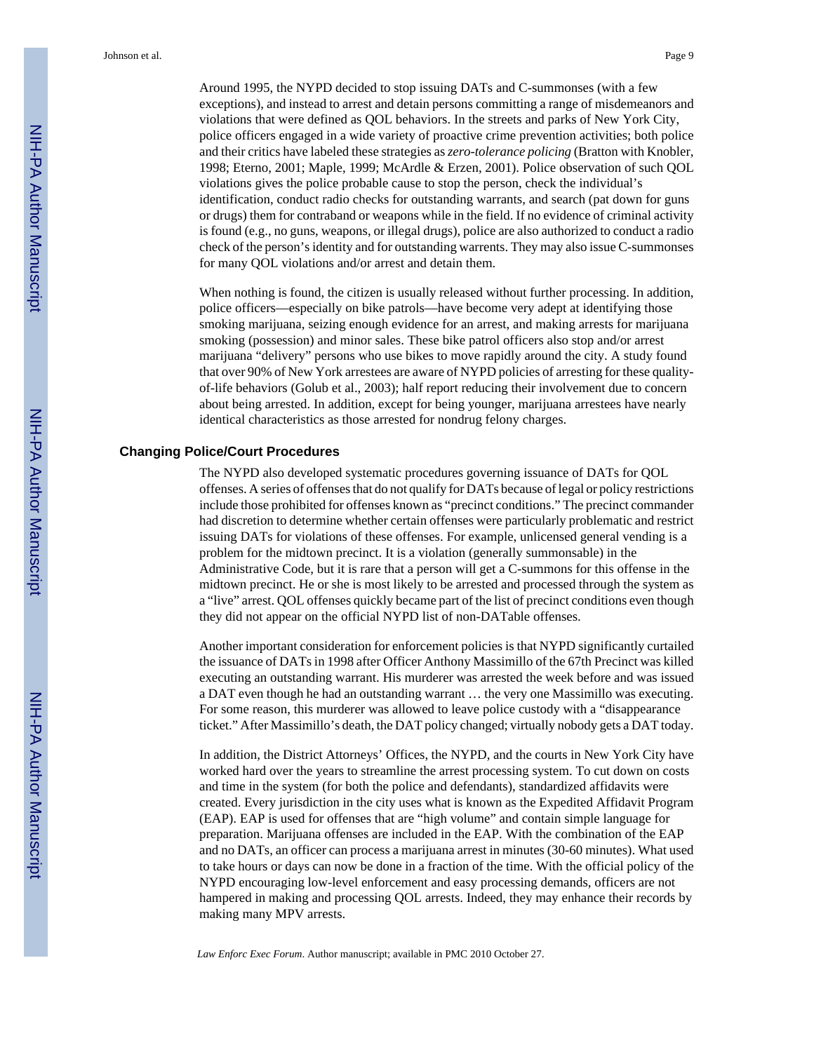Around 1995, the NYPD decided to stop issuing DATs and C-summonses (with a few exceptions), and instead to arrest and detain persons committing a range of misdemeanors and violations that were defined as QOL behaviors. In the streets and parks of New York City, police officers engaged in a wide variety of proactive crime prevention activities; both police and their critics have labeled these strategies as *zero-tolerance policing* (Bratton with Knobler, 1998; Eterno, 2001; Maple, 1999; McArdle & Erzen, 2001). Police observation of such QOL violations gives the police probable cause to stop the person, check the individual's identification, conduct radio checks for outstanding warrants, and search (pat down for guns or drugs) them for contraband or weapons while in the field. If no evidence of criminal activity is found (e.g., no guns, weapons, or illegal drugs), police are also authorized to conduct a radio check of the person's identity and for outstanding warrents. They may also issue C-summonses for many QOL violations and/or arrest and detain them.

When nothing is found, the citizen is usually released without further processing. In addition, police officers—especially on bike patrols—have become very adept at identifying those smoking marijuana, seizing enough evidence for an arrest, and making arrests for marijuana smoking (possession) and minor sales. These bike patrol officers also stop and/or arrest marijuana "delivery" persons who use bikes to move rapidly around the city. A study found that over 90% of New York arrestees are aware of NYPD policies of arresting for these quality-of-life behaviors (Golub et al., 2003); half report reducing their involvement due to concern about being arrested. In addition, except for being younger, marijuana arrestees have nearly identical characteristics as those arrested for nondrug felony charges.

## Changing Police/Court Procedures

The NYPD also developed systematic procedures governing issuance of DATs for QOL offenses. A series of offenses that do not qualify for DATs because of legal or policy restrictions include those prohibited for offenses known as "precinct conditions." The precinct commander had discretion to determine whether certain offenses were particularly problematic and restrict issuing DATs for violations of these offenses. For example, unlicensed general vending is a problem for the midtown precinct. It is a violation (generally summonsable) in the Administrative Code, but it is rare that a person will get a C-summons for this offense in the midtown precinct. He or she is most likely to be arrested and processed through the system as a "live" arrest. QOL offenses quickly became part of the list of precinct conditions even though they did not appear on the official NYPD list of non-DATable offenses.

Another important consideration for enforcement policies is that NYPD significantly curtailed the issuance of DATs in 1998 after Officer Anthony Massimillo of the 67th Precinct was killed executing an outstanding warrant. His murderer was arrested the week before and was issued a DAT even though he had an outstanding warrant … the very one Massimillo was executing. For some reason, this murderer was allowed to leave police custody with a "disappearance ticket." After Massimillo's death, the DAT policy changed; virtually nobody gets a DAT today.

In addition, the District Attorneys' Offices, the NYPD, and the courts in New York City have worked hard over the years to streamline the arrest processing system. To cut down on costs and time in the system (for both the police and defendants), standardized affidavits were created. Every jurisdiction in the city uses what is known as the Expedited Affidavit Program (EAP). EAP is used for offenses that are "high volume" and contain simple language for preparation. Marijuana offenses are included in the EAP. With the combination of the EAP and no DATs, an officer can process a marijuana arrest in minutes (30-60 minutes). What used to take hours or days can now be done in a fraction of the time. With the official policy of the NYPD encouraging low-level enforcement and easy processing demands, officers are not hampered in making and processing QOL arrests. Indeed, they may enhance their records by making many MPV arrests.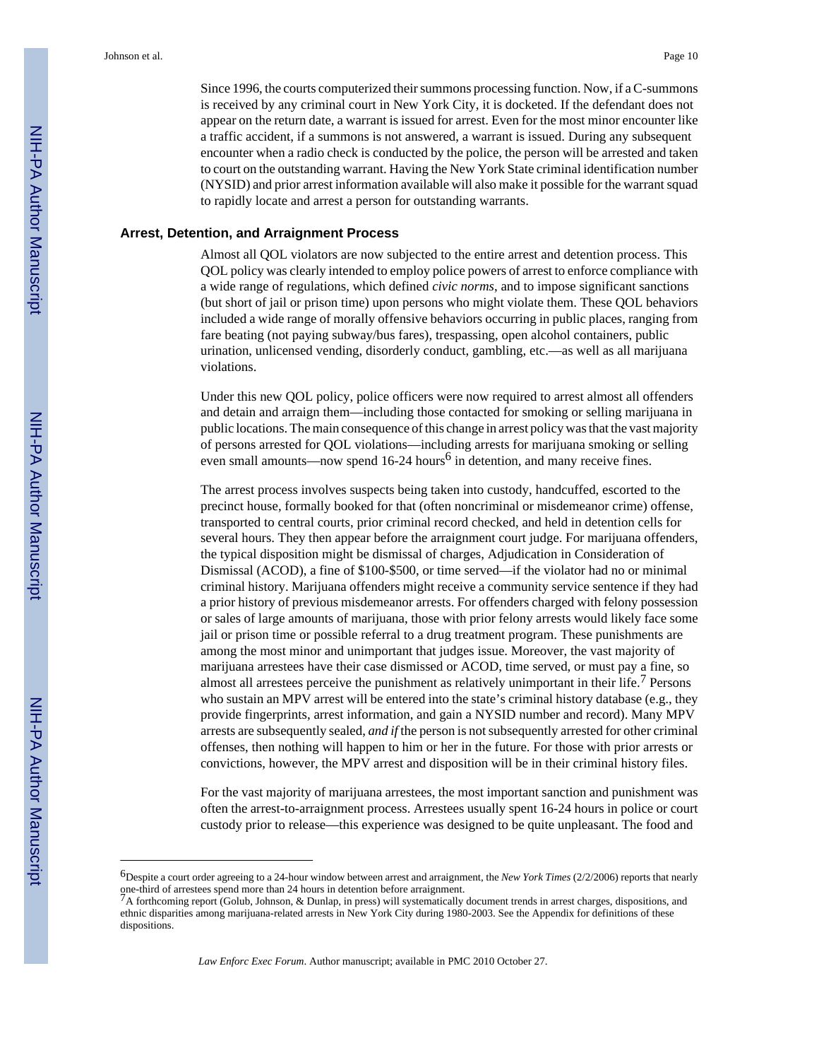Since 1996, the courts computerized their summons processing function. Now, if a C-summons is received by any criminal court in New York City, it is docketed. If the defendant does not appear on the return date, a warrant is issued for arrest. Even for the most minor encounter like a traffic accident, if a summons is not answered, a warrant is issued. During any subsequent encounter when a radio check is conducted by the police, the person will be arrested and taken to court on the outstanding warrant. Having the New York State criminal identification number (NYSID) and prior arrest information available will also make it possible for the warrant squad to rapidly locate and arrest a person for outstanding warrants.

### Arrest, Detention, and Arraignment Process

Almost all QOL violators are now subjected to the entire arrest and detention process. This QOL policy was clearly intended to employ police powers of arrest to enforce compliance with a wide range of regulations, which defined *civic norms*, and to impose significant sanctions (but short of jail or prison time) upon persons who might violate them. These QOL behaviors included a wide range of morally offensive behaviors occurring in public places, ranging from fare beating (not paying subway/bus fares), trespassing, open alcohol containers, public urination, unlicensed vending, disorderly conduct, gambling, etc.—as well as all marijuana violations.

Under this new QOL policy, police officers were now required to arrest almost all offenders and detain and arraign them—including those contacted for smoking or selling marijuana in public locations. The main consequence of this change in arrest policy was that the vast majority of persons arrested for QOL violations—including arrests for marijuana smoking or selling even small amounts—now spend 16-24 hours[6] in detention, and many receive fines.

The arrest process involves suspects being taken into custody, handcuffed, escorted to the precinct house, formally booked for that (often noncriminal or misdemeanor crime) offense, transported to central courts, prior criminal record checked, and held in detention cells for several hours. They then appear before the arraignment court judge. For marijuana offenders, the typical disposition might be dismissal of charges, Adjudication in Consideration of Dismissal (ACOD), a fine of $100-$500, or time served—if the violator had no or minimal criminal history. Marijuana offenders might receive a community service sentence if they had a prior history of previous misdemeanor arrests. For offenders charged with felony possession or sales of large amounts of marijuana, those with prior felony arrests would likely face some jail or prison time or possible referral to a drug treatment program. These punishments are among the most minor and unimportant that judges issue. Moreover, the vast majority of marijuana arrestees have their case dismissed or ACOD, time served, or must pay a fine, so almost all arrestees perceive the punishment as relatively unimportant in their life.[7] Persons who sustain an MPV arrest will be entered into the state's criminal history database (e.g., they provide fingerprints, arrest information, and gain a NYSID number and record). Many MPV arrests are subsequently sealed, *and if* the person is not subsequently arrested for other criminal offenses, then nothing will happen to him or her in the future. For those with prior arrests or convictions, however, the MPV arrest and disposition will be in their criminal history files.

For the vast majority of marijuana arrestees, the most important sanction and punishment was often the arrest-to-arraignment process. Arrestees usually spent 16-24 hours in police or court custody prior to release—this experience was designed to be quite unpleasant. The food and

---

[6]Despite a court order agreeing to a 24-hour window between arrest and arraignment, the *New York Times* (2/2/2006) reports that nearly one-third of arrestees spend more than 24 hours in detention before arraignment.

[7]A forthcoming report (Golub, Johnson, & Dunlap, in press) will systematically document trends in arrest charges, dispositions, and ethnic disparities among marijuana-related arrests in New York City during 1980-2003. See the Appendix for definitions of these dispositions.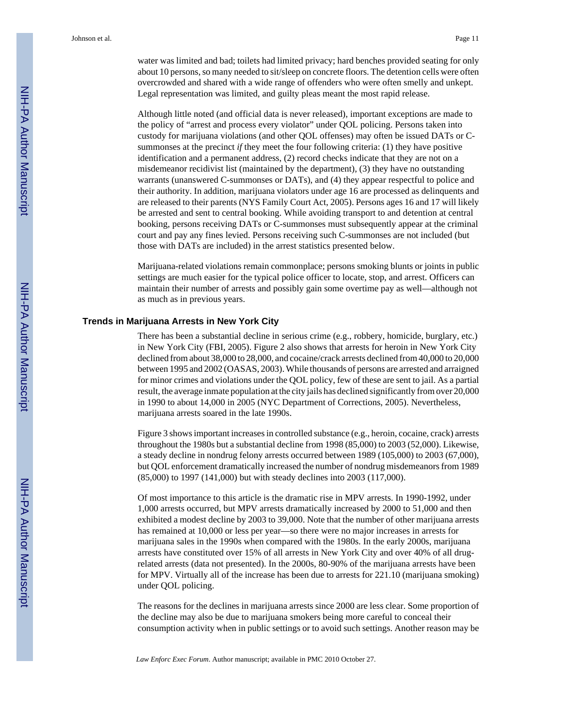water was limited and bad; toilets had limited privacy; hard benches provided seating for only about 10 persons, so many needed to sit/sleep on concrete floors. The detention cells were often overcrowded and shared with a wide range of offenders who were often smelly and unkept. Legal representation was limited, and guilty pleas meant the most rapid release.

Although little noted (and official data is never released), important exceptions are made to the policy of "arrest and process every violator" under QOL policing. Persons taken into custody for marijuana violations (and other QOL offenses) may often be issued DATs or C-summonses at the precinct *if* they meet the four following criteria: (1) they have positive identification and a permanent address, (2) record checks indicate that they are not on a misdemeanor recidivist list (maintained by the department), (3) they have no outstanding warrants (unanswered C-summonses or DATs), and (4) they appear respectful to police and their authority. In addition, marijuana violators under age 16 are processed as delinquents and are released to their parents (NYS Family Court Act, 2005). Persons ages 16 and 17 will likely be arrested and sent to central booking. While avoiding transport to and detention at central booking, persons receiving DATs or C-summonses must subsequently appear at the criminal court and pay any fines levied. Persons receiving such C-summonses are not included (but those with DATs are included) in the arrest statistics presented below.

Marijuana-related violations remain commonplace; persons smoking blunts or joints in public settings are much easier for the typical police officer to locate, stop, and arrest. Officers can maintain their number of arrests and possibly gain some overtime pay as well—although not as much as in previous years.

## Trends in Marijuana Arrests in New York City

There has been a substantial decline in serious crime (e.g., robbery, homicide, burglary, etc.) in New York City (FBI, 2005). Figure 2 also shows that arrests for heroin in New York City declined from about 38,000 to 28,000, and cocaine/crack arrests declined from 40,000 to 20,000 between 1995 and 2002 (OASAS, 2003). While thousands of persons are arrested and arraigned for minor crimes and violations under the QOL policy, few of these are sent to jail. As a partial result, the average inmate population at the city jails has declined significantly from over 20,000 in 1990 to about 14,000 in 2005 (NYC Department of Corrections, 2005). Nevertheless, marijuana arrests soared in the late 1990s.

Figure 3 shows important increases in controlled substance (e.g., heroin, cocaine, crack) arrests throughout the 1980s but a substantial decline from 1998 (85,000) to 2003 (52,000). Likewise, a steady decline in nondrug felony arrests occurred between 1989 (105,000) to 2003 (67,000), but QOL enforcement dramatically increased the number of nondrug misdemeanors from 1989 (85,000) to 1997 (141,000) but with steady declines into 2003 (117,000).

Of most importance to this article is the dramatic rise in MPV arrests. In 1990-1992, under 1,000 arrests occurred, but MPV arrests dramatically increased by 2000 to 51,000 and then exhibited a modest decline by 2003 to 39,000. Note that the number of other marijuana arrests has remained at 10,000 or less per year—so there were no major increases in arrests for marijuana sales in the 1990s when compared with the 1980s. In the early 2000s, marijuana arrests have constituted over 15% of all arrests in New York City and over 40% of all drug-related arrests (data not presented). In the 2000s, 80-90% of the marijuana arrests have been for MPV. Virtually all of the increase has been due to arrests for 221.10 (marijuana smoking) under QOL policing.

The reasons for the declines in marijuana arrests since 2000 are less clear. Some proportion of the decline may also be due to marijuana smokers being more careful to conceal their consumption activity when in public settings or to avoid such settings. Another reason may be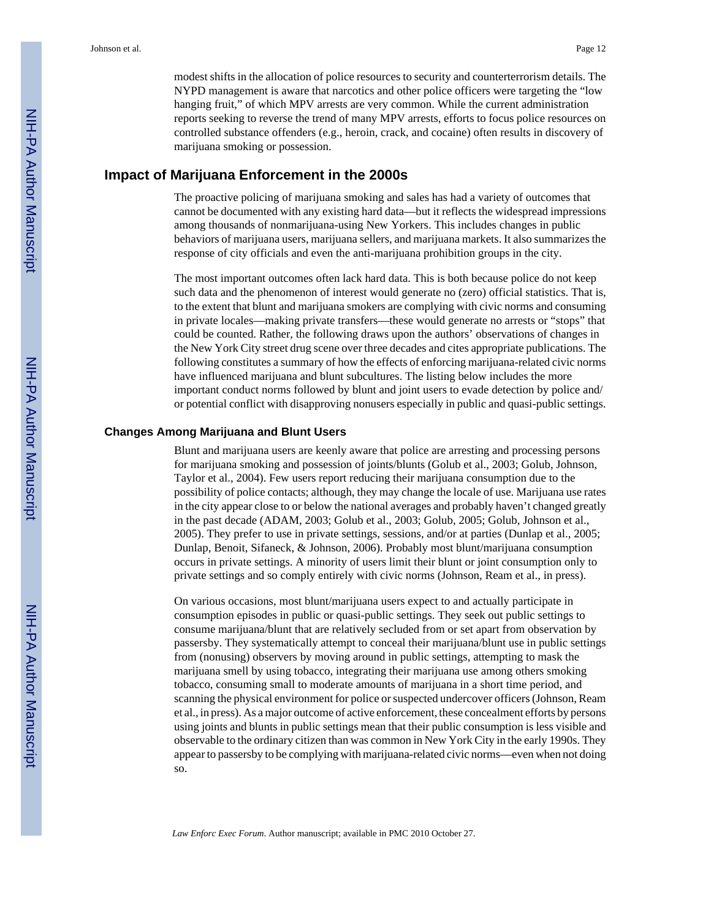modest shifts in the allocation of police resources to security and counterterrorism details. The NYPD management is aware that narcotics and other police officers were targeting the "low hanging fruit," of which MPV arrests are very common. While the current administration reports seeking to reverse the trend of many MPV arrests, efforts to focus police resources on controlled substance offenders (e.g., heroin, crack, and cocaine) often results in discovery of marijuana smoking or possession.

## Impact of Marijuana Enforcement in the 2000s

The proactive policing of marijuana smoking and sales has had a variety of outcomes that cannot be documented with any existing hard data—but it reflects the widespread impressions among thousands of nonmarijuana-using New Yorkers. This includes changes in public behaviors of marijuana users, marijuana sellers, and marijuana markets. It also summarizes the response of city officials and even the anti-marijuana prohibition groups in the city.

The most important outcomes often lack hard data. This is both because police do not keep such data and the phenomenon of interest would generate no (zero) official statistics. That is, to the extent that blunt and marijuana smokers are complying with civic norms and consuming in private locales—making private transfers—these would generate no arrests or "stops" that could be counted. Rather, the following draws upon the authors' observations of changes in the New York City street drug scene over three decades and cites appropriate publications. The following constitutes a summary of how the effects of enforcing marijuana-related civic norms have influenced marijuana and blunt subcultures. The listing below includes the more important conduct norms followed by blunt and joint users to evade detection by police and/or potential conflict with disapproving nonusers especially in public and quasi-public settings.

### Changes Among Marijuana and Blunt Users

Blunt and marijuana users are keenly aware that police are arresting and processing persons for marijuana smoking and possession of joints/blunts (Golub et al., 2003; Golub, Johnson, Taylor et al., 2004). Few users report reducing their marijuana consumption due to the possibility of police contacts; although, they may change the locale of use. Marijuana use rates in the city appear close to or below the national averages and probably haven't changed greatly in the past decade (ADAM, 2003; Golub et al., 2003; Golub, 2005; Golub, Johnson et al., 2005). They prefer to use in private settings, sessions, and/or at parties (Dunlap et al., 2005; Dunlap, Benoit, Sifaneck, & Johnson, 2006). Probably most blunt/marijuana consumption occurs in private settings. A minority of users limit their blunt or joint consumption only to private settings and so comply entirely with civic norms (Johnson, Ream et al., in press).

On various occasions, most blunt/marijuana users expect to and actually participate in consumption episodes in public or quasi-public settings. They seek out public settings to consume marijuana/blunt that are relatively secluded from or set apart from observation by passersby. They systematically attempt to conceal their marijuana/blunt use in public settings from (nonusing) observers by moving around in public settings, attempting to mask the marijuana smell by using tobacco, integrating their marijuana use among others smoking tobacco, consuming small to moderate amounts of marijuana in a short time period, and scanning the physical environment for police or suspected undercover officers (Johnson, Ream et al., in press). As a major outcome of active enforcement, these concealment efforts by persons using joints and blunts in public settings mean that their public consumption is less visible and observable to the ordinary citizen than was common in New York City in the early 1990s. They appear to passersby to be complying with marijuana-related civic norms—even when not doing so.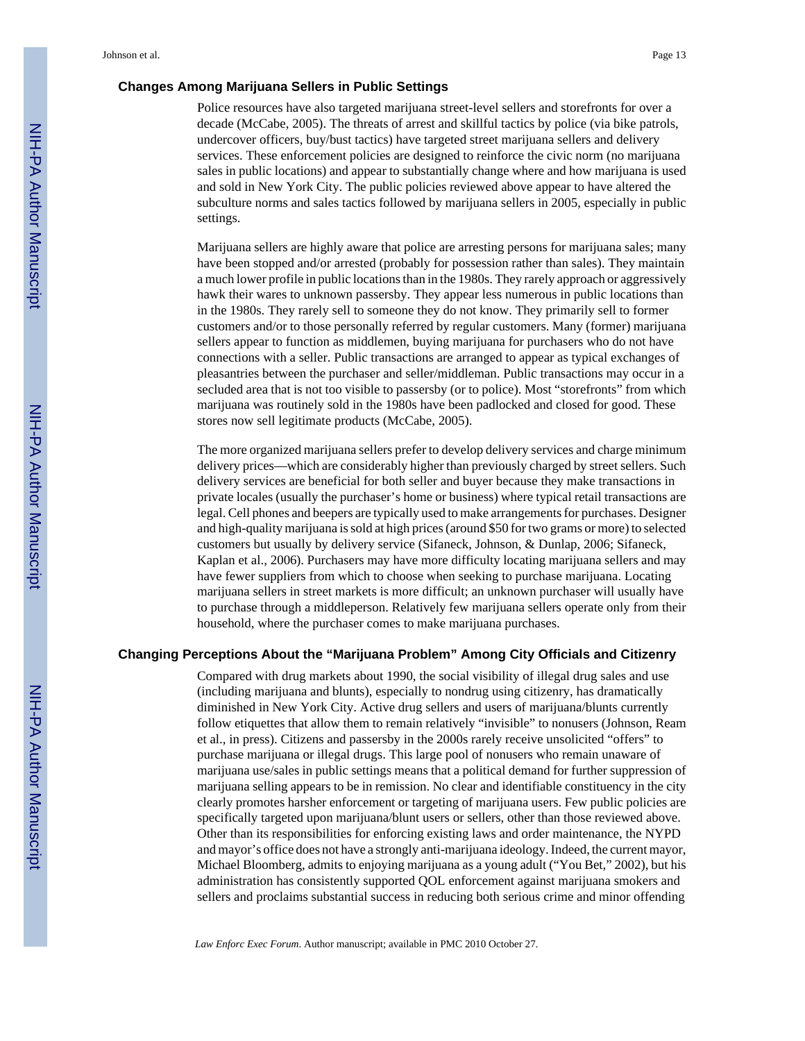### Changes Among Marijuana Sellers in Public Settings

Police resources have also targeted marijuana street-level sellers and storefronts for over a decade (McCabe, 2005). The threats of arrest and skillful tactics by police (via bike patrols, undercover officers, buy/bust tactics) have targeted street marijuana sellers and delivery services. These enforcement policies are designed to reinforce the civic norm (no marijuana sales in public locations) and appear to substantially change where and how marijuana is used and sold in New York City. The public policies reviewed above appear to have altered the subculture norms and sales tactics followed by marijuana sellers in 2005, especially in public settings.

Marijuana sellers are highly aware that police are arresting persons for marijuana sales; many have been stopped and/or arrested (probably for possession rather than sales). They maintain a much lower profile in public locations than in the 1980s. They rarely approach or aggressively hawk their wares to unknown passersby. They appear less numerous in public locations than in the 1980s. They rarely sell to someone they do not know. They primarily sell to former customers and/or to those personally referred by regular customers. Many (former) marijuana sellers appear to function as middlemen, buying marijuana for purchasers who do not have connections with a seller. Public transactions are arranged to appear as typical exchanges of pleasantries between the purchaser and seller/middleman. Public transactions may occur in a secluded area that is not too visible to passersby (or to police). Most "storefronts" from which marijuana was routinely sold in the 1980s have been padlocked and closed for good. These stores now sell legitimate products (McCabe, 2005).

The more organized marijuana sellers prefer to develop delivery services and charge minimum delivery prices—which are considerably higher than previously charged by street sellers. Such delivery services are beneficial for both seller and buyer because they make transactions in private locales (usually the purchaser's home or business) where typical retail transactions are legal. Cell phones and beepers are typically used to make arrangements for purchases. Designer and high-quality marijuana is sold at high prices (around $50 for two grams or more) to selected customers but usually by delivery service (Sifaneck, Johnson, & Dunlap, 2006; Sifaneck, Kaplan et al., 2006). Purchasers may have more difficulty locating marijuana sellers and may have fewer suppliers from which to choose when seeking to purchase marijuana. Locating marijuana sellers in street markets is more difficult; an unknown purchaser will usually have to purchase through a middleperson. Relatively few marijuana sellers operate only from their household, where the purchaser comes to make marijuana purchases.

### Changing Perceptions About the "Marijuana Problem" Among City Officials and Citizenry

Compared with drug markets about 1990, the social visibility of illegal drug sales and use (including marijuana and blunts), especially to nondrug using citizenry, has dramatically diminished in New York City. Active drug sellers and users of marijuana/blunts currently follow etiquettes that allow them to remain relatively "invisible" to nonusers (Johnson, Ream et al., in press). Citizens and passersby in the 2000s rarely receive unsolicited "offers" to purchase marijuana or illegal drugs. This large pool of nonusers who remain unaware of marijuana use/sales in public settings means that a political demand for further suppression of marijuana selling appears to be in remission. No clear and identifiable constituency in the city clearly promotes harsher enforcement or targeting of marijuana users. Few public policies are specifically targeted upon marijuana/blunt users or sellers, other than those reviewed above. Other than its responsibilities for enforcing existing laws and order maintenance, the NYPD and mayor's office does not have a strongly anti-marijuana ideology. Indeed, the current mayor, Michael Bloomberg, admits to enjoying marijuana as a young adult ("You Bet," 2002), but his administration has consistently supported QOL enforcement against marijuana smokers and sellers and proclaims substantial success in reducing both serious crime and minor offending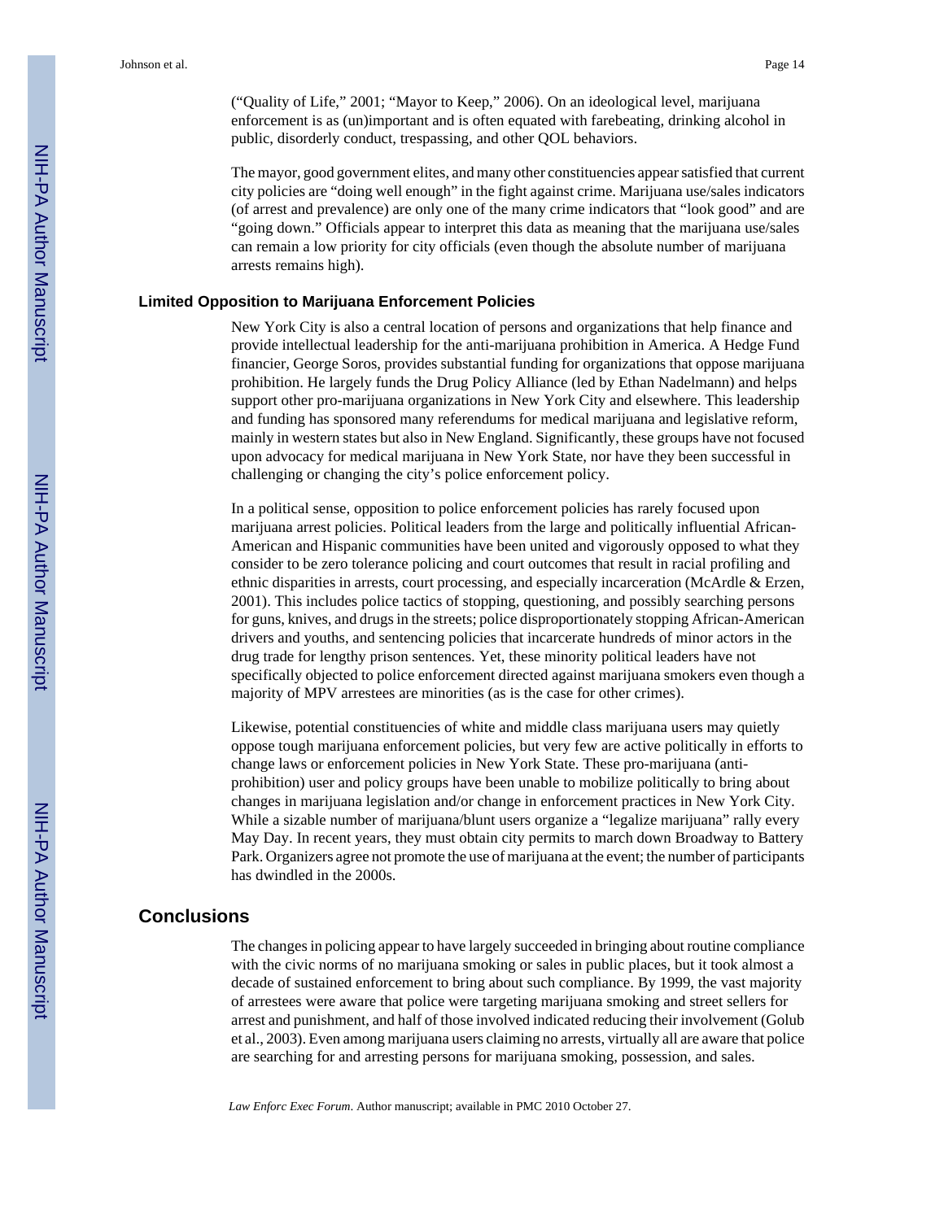("Quality of Life," 2001; "Mayor to Keep," 2006). On an ideological level, marijuana enforcement is as (un)important and is often equated with farebeating, drinking alcohol in public, disorderly conduct, trespassing, and other QOL behaviors.

The mayor, good government elites, and many other constituencies appear satisfied that current city policies are "doing well enough" in the fight against crime. Marijuana use/sales indicators (of arrest and prevalence) are only one of the many crime indicators that "look good" and are "going down." Officials appear to interpret this data as meaning that the marijuana use/sales can remain a low priority for city officials (even though the absolute number of marijuana arrests remains high).

### Limited Opposition to Marijuana Enforcement Policies

New York City is also a central location of persons and organizations that help finance and provide intellectual leadership for the anti-marijuana prohibition in America. A Hedge Fund financier, George Soros, provides substantial funding for organizations that oppose marijuana prohibition. He largely funds the Drug Policy Alliance (led by Ethan Nadelmann) and helps support other pro-marijuana organizations in New York City and elsewhere. This leadership and funding has sponsored many referendums for medical marijuana and legislative reform, mainly in western states but also in New England. Significantly, these groups have not focused upon advocacy for medical marijuana in New York State, nor have they been successful in challenging or changing the city's police enforcement policy.

In a political sense, opposition to police enforcement policies has rarely focused upon marijuana arrest policies. Political leaders from the large and politically influential African-American and Hispanic communities have been united and vigorously opposed to what they consider to be zero tolerance policing and court outcomes that result in racial profiling and ethnic disparities in arrests, court processing, and especially incarceration (McArdle & Erzen, 2001). This includes police tactics of stopping, questioning, and possibly searching persons for guns, knives, and drugs in the streets; police disproportionately stopping African-American drivers and youths, and sentencing policies that incarcerate hundreds of minor actors in the drug trade for lengthy prison sentences. Yet, these minority political leaders have not specifically objected to police enforcement directed against marijuana smokers even though a majority of MPV arrestees are minorities (as is the case for other crimes).

Likewise, potential constituencies of white and middle class marijuana users may quietly oppose tough marijuana enforcement policies, but very few are active politically in efforts to change laws or enforcement policies in New York State. These pro-marijuana (anti-prohibition) user and policy groups have been unable to mobilize politically to bring about changes in marijuana legislation and/or change in enforcement practices in New York City. While a sizable number of marijuana/blunt users organize a "legalize marijuana" rally every May Day. In recent years, they must obtain city permits to march down Broadway to Battery Park. Organizers agree not promote the use of marijuana at the event; the number of participants has dwindled in the 2000s.

## Conclusions

The changes in policing appear to have largely succeeded in bringing about routine compliance with the civic norms of no marijuana smoking or sales in public places, but it took almost a decade of sustained enforcement to bring about such compliance. By 1999, the vast majority of arrestees were aware that police were targeting marijuana smoking and street sellers for arrest and punishment, and half of those involved indicated reducing their involvement (Golub et al., 2003). Even among marijuana users claiming no arrests, virtually all are aware that police are searching for and arresting persons for marijuana smoking, possession, and sales.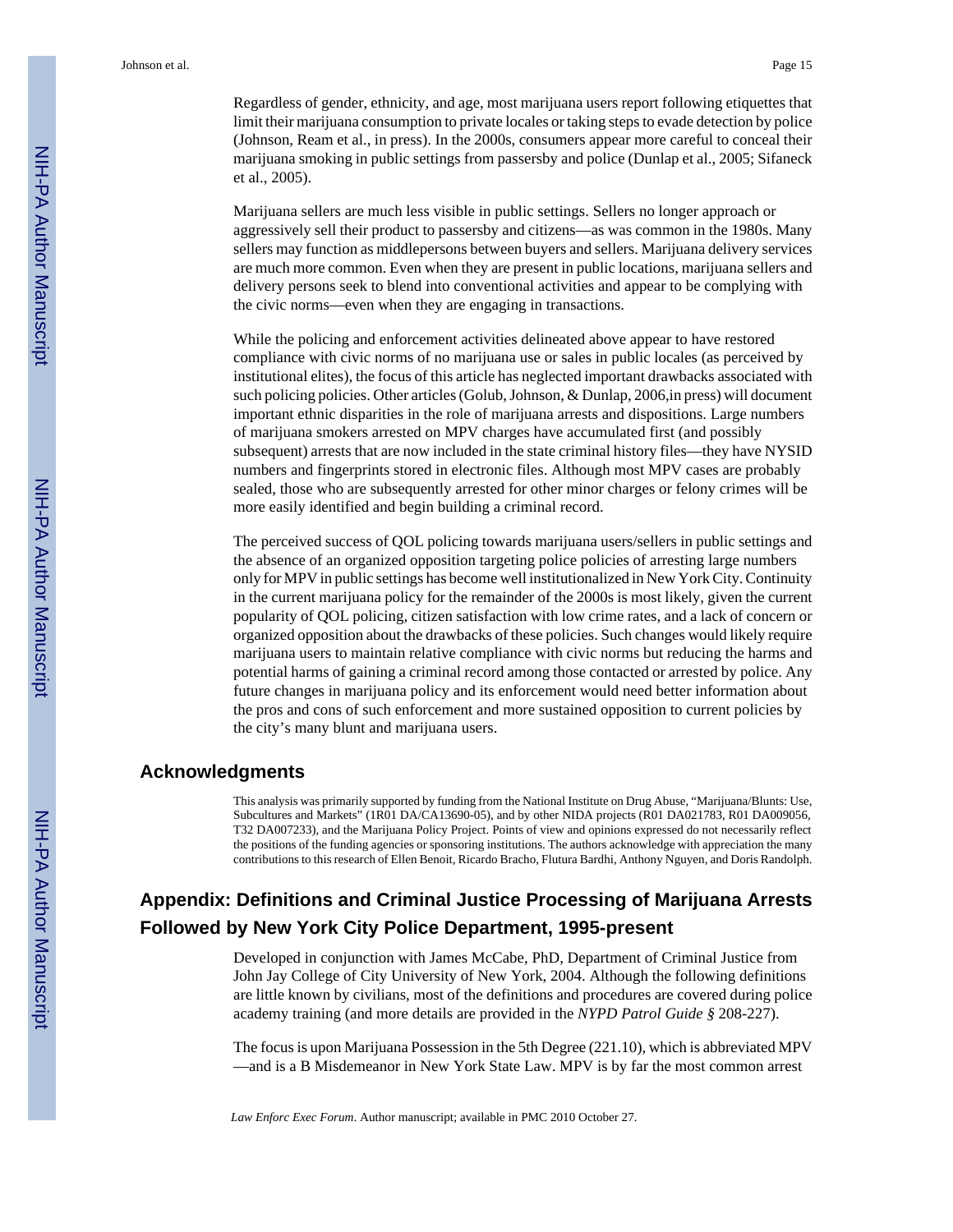Regardless of gender, ethnicity, and age, most marijuana users report following etiquettes that limit their marijuana consumption to private locales or taking steps to evade detection by police (Johnson, Ream et al., in press). In the 2000s, consumers appear more careful to conceal their marijuana smoking in public settings from passersby and police (Dunlap et al., 2005; Sifaneck et al., 2005).

Marijuana sellers are much less visible in public settings. Sellers no longer approach or aggressively sell their product to passersby and citizens—as was common in the 1980s. Many sellers may function as middlepersons between buyers and sellers. Marijuana delivery services are much more common. Even when they are present in public locations, marijuana sellers and delivery persons seek to blend into conventional activities and appear to be complying with the civic norms—even when they are engaging in transactions.

While the policing and enforcement activities delineated above appear to have restored compliance with civic norms of no marijuana use or sales in public locales (as perceived by institutional elites), the focus of this article has neglected important drawbacks associated with such policing policies. Other articles (Golub, Johnson, & Dunlap, 2006,in press) will document important ethnic disparities in the role of marijuana arrests and dispositions. Large numbers of marijuana smokers arrested on MPV charges have accumulated first (and possibly subsequent) arrests that are now included in the state criminal history files—they have NYSID numbers and fingerprints stored in electronic files. Although most MPV cases are probably sealed, those who are subsequently arrested for other minor charges or felony crimes will be more easily identified and begin building a criminal record.

The perceived success of QOL policing towards marijuana users/sellers in public settings and the absence of an organized opposition targeting police policies of arresting large numbers only for MPV in public settings has become well institutionalized in New York City. Continuity in the current marijuana policy for the remainder of the 2000s is most likely, given the current popularity of QOL policing, citizen satisfaction with low crime rates, and a lack of concern or organized opposition about the drawbacks of these policies. Such changes would likely require marijuana users to maintain relative compliance with civic norms but reducing the harms and potential harms of gaining a criminal record among those contacted or arrested by police. Any future changes in marijuana policy and its enforcement would need better information about the pros and cons of such enforcement and more sustained opposition to current policies by the city's many blunt and marijuana users.

## Acknowledgments

This analysis was primarily supported by funding from the National Institute on Drug Abuse, "Marijuana/Blunts: Use, Subcultures and Markets" (1R01 DA/CA13690-05), and by other NIDA projects (R01 DA021783, R01 DA009056, T32 DA007233), and the Marijuana Policy Project. Points of view and opinions expressed do not necessarily reflect the positions of the funding agencies or sponsoring institutions. The authors acknowledge with appreciation the many contributions to this research of Ellen Benoit, Ricardo Bracho, Flutura Bardhi, Anthony Nguyen, and Doris Randolph.

## Appendix: Definitions and Criminal Justice Processing of Marijuana Arrests Followed by New York City Police Department, 1995-present

Developed in conjunction with James McCabe, PhD, Department of Criminal Justice from John Jay College of City University of New York, 2004. Although the following definitions are little known by civilians, most of the definitions and procedures are covered during police academy training (and more details are provided in the *NYPD Patrol Guide §* 208-227).

The focus is upon Marijuana Possession in the 5th Degree (221.10), which is abbreviated MPV—and is a B Misdemeanor in New York State Law. MPV is by far the most common arrest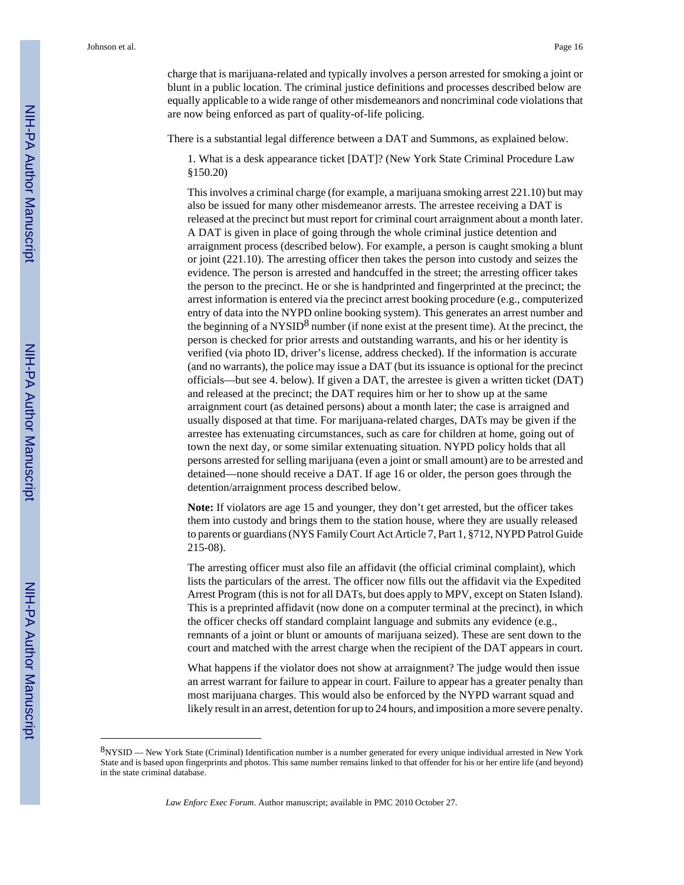charge that is marijuana-related and typically involves a person arrested for smoking a joint or blunt in a public location. The criminal justice definitions and processes described below are equally applicable to a wide range of other misdemeanors and noncriminal code violations that are now being enforced as part of quality-of-life policing.

There is a substantial legal difference between a DAT and Summons, as explained below.

1. What is a desk appearance ticket [DAT]? (New York State Criminal Procedure Law §150.20)

This involves a criminal charge (for example, a marijuana smoking arrest 221.10) but may also be issued for many other misdemeanor arrests. The arrestee receiving a DAT is released at the precinct but must report for criminal court arraignment about a month later. A DAT is given in place of going through the whole criminal justice detention and arraignment process (described below). For example, a person is caught smoking a blunt or joint (221.10). The arresting officer then takes the person into custody and seizes the evidence. The person is arrested and handcuffed in the street; the arresting officer takes the person to the precinct. He or she is handprinted and fingerprinted at the precinct; the arrest information is entered via the precinct arrest booking procedure (e.g., computerized entry of data into the NYPD online booking system). This generates an arrest number and the beginning of a NYSID[8] number (if none exist at the present time). At the precinct, the person is checked for prior arrests and outstanding warrants, and his or her identity is verified (via photo ID, driver's license, address checked). If the information is accurate (and no warrants), the police may issue a DAT (but its issuance is optional for the precinct officials—but see 4. below). If given a DAT, the arrestee is given a written ticket (DAT) and released at the precinct; the DAT requires him or her to show up at the same arraignment court (as detained persons) about a month later; the case is arraigned and usually disposed at that time. For marijuana-related charges, DATs may be given if the arrestee has extenuating circumstances, such as care for children at home, going out of town the next day, or some similar extenuating situation. NYPD policy holds that all persons arrested for selling marijuana (even a joint or small amount) are to be arrested and detained—none should receive a DAT. If age 16 or older, the person goes through the detention/arraignment process described below.

**Note:** If violators are age 15 and younger, they don't get arrested, but the officer takes them into custody and brings them to the station house, where they are usually released to parents or guardians (NYS Family Court Act Article 7, Part 1, §712, NYPD Patrol Guide 215-08).

The arresting officer must also file an affidavit (the official criminal complaint), which lists the particulars of the arrest. The officer now fills out the affidavit via the Expedited Arrest Program (this is not for all DATs, but does apply to MPV, except on Staten Island). This is a preprinted affidavit (now done on a computer terminal at the precinct), in which the officer checks off standard complaint language and submits any evidence (e.g., remnants of a joint or blunt or amounts of marijuana seized). These are sent down to the court and matched with the arrest charge when the recipient of the DAT appears in court.

What happens if the violator does not show at arraignment? The judge would then issue an arrest warrant for failure to appear in court. Failure to appear has a greater penalty than most marijuana charges. This would also be enforced by the NYPD warrant squad and likely result in an arrest, detention for up to 24 hours, and imposition a more severe penalty.

---

[8] NYSID — New York State (Criminal) Identification number is a number generated for every unique individual arrested in New York State and is based upon fingerprints and photos. This same number remains linked to that offender for his or her entire life (and beyond) in the state criminal database.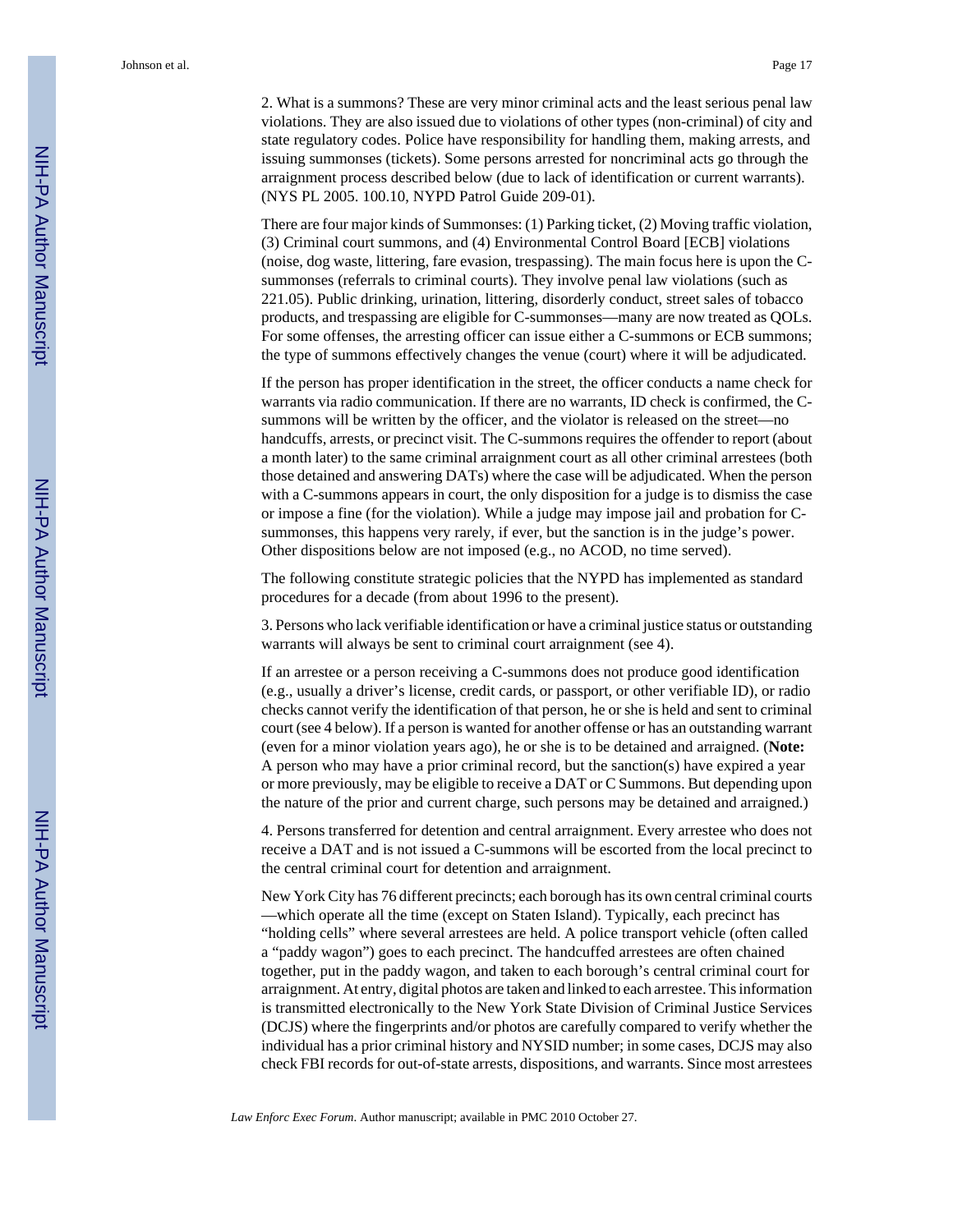2. What is a summons? These are very minor criminal acts and the least serious penal law violations. They are also issued due to violations of other types (non-criminal) of city and state regulatory codes. Police have responsibility for handling them, making arrests, and issuing summonses (tickets). Some persons arrested for noncriminal acts go through the arraignment process described below (due to lack of identification or current warrants). (NYS PL 2005. 100.10, NYPD Patrol Guide 209-01).

There are four major kinds of Summonses: (1) Parking ticket, (2) Moving traffic violation, (3) Criminal court summons, and (4) Environmental Control Board [ECB] violations (noise, dog waste, littering, fare evasion, trespassing). The main focus here is upon the C-summonses (referrals to criminal courts). They involve penal law violations (such as 221.05). Public drinking, urination, littering, disorderly conduct, street sales of tobacco products, and trespassing are eligible for C-summonses—many are now treated as QOLs. For some offenses, the arresting officer can issue either a C-summons or ECB summons; the type of summons effectively changes the venue (court) where it will be adjudicated.

If the person has proper identification in the street, the officer conducts a name check for warrants via radio communication. If there are no warrants, ID check is confirmed, the C-summons will be written by the officer, and the violator is released on the street—no handcuffs, arrests, or precinct visit. The C-summons requires the offender to report (about a month later) to the same criminal arraignment court as all other criminal arrestees (both those detained and answering DATs) where the case will be adjudicated. When the person with a C-summons appears in court, the only disposition for a judge is to dismiss the case or impose a fine (for the violation). While a judge may impose jail and probation for C-summonses, this happens very rarely, if ever, but the sanction is in the judge's power. Other dispositions below are not imposed (e.g., no ACOD, no time served).

The following constitute strategic policies that the NYPD has implemented as standard procedures for a decade (from about 1996 to the present).

3. Persons who lack verifiable identification or have a criminal justice status or outstanding warrants will always be sent to criminal court arraignment (see 4).

If an arrestee or a person receiving a C-summons does not produce good identification (e.g., usually a driver's license, credit cards, or passport, or other verifiable ID), or radio checks cannot verify the identification of that person, he or she is held and sent to criminal court (see 4 below). If a person is wanted for another offense or has an outstanding warrant (even for a minor violation years ago), he or she is to be detained and arraigned. (**Note:** A person who may have a prior criminal record, but the sanction(s) have expired a year or more previously, may be eligible to receive a DAT or C Summons. But depending upon the nature of the prior and current charge, such persons may be detained and arraigned.)

4. Persons transferred for detention and central arraignment. Every arrestee who does not receive a DAT and is not issued a C-summons will be escorted from the local precinct to the central criminal court for detention and arraignment.

New York City has 76 different precincts; each borough has its own central criminal courts—which operate all the time (except on Staten Island). Typically, each precinct has "holding cells" where several arrestees are held. A police transport vehicle (often called a "paddy wagon") goes to each precinct. The handcuffed arrestees are often chained together, put in the paddy wagon, and taken to each borough's central criminal court for arraignment. At entry, digital photos are taken and linked to each arrestee. This information is transmitted electronically to the New York State Division of Criminal Justice Services (DCJS) where the fingerprints and/or photos are carefully compared to verify whether the individual has a prior criminal history and NYSID number; in some cases, DCJS may also check FBI records for out-of-state arrests, dispositions, and warrants. Since most arrestees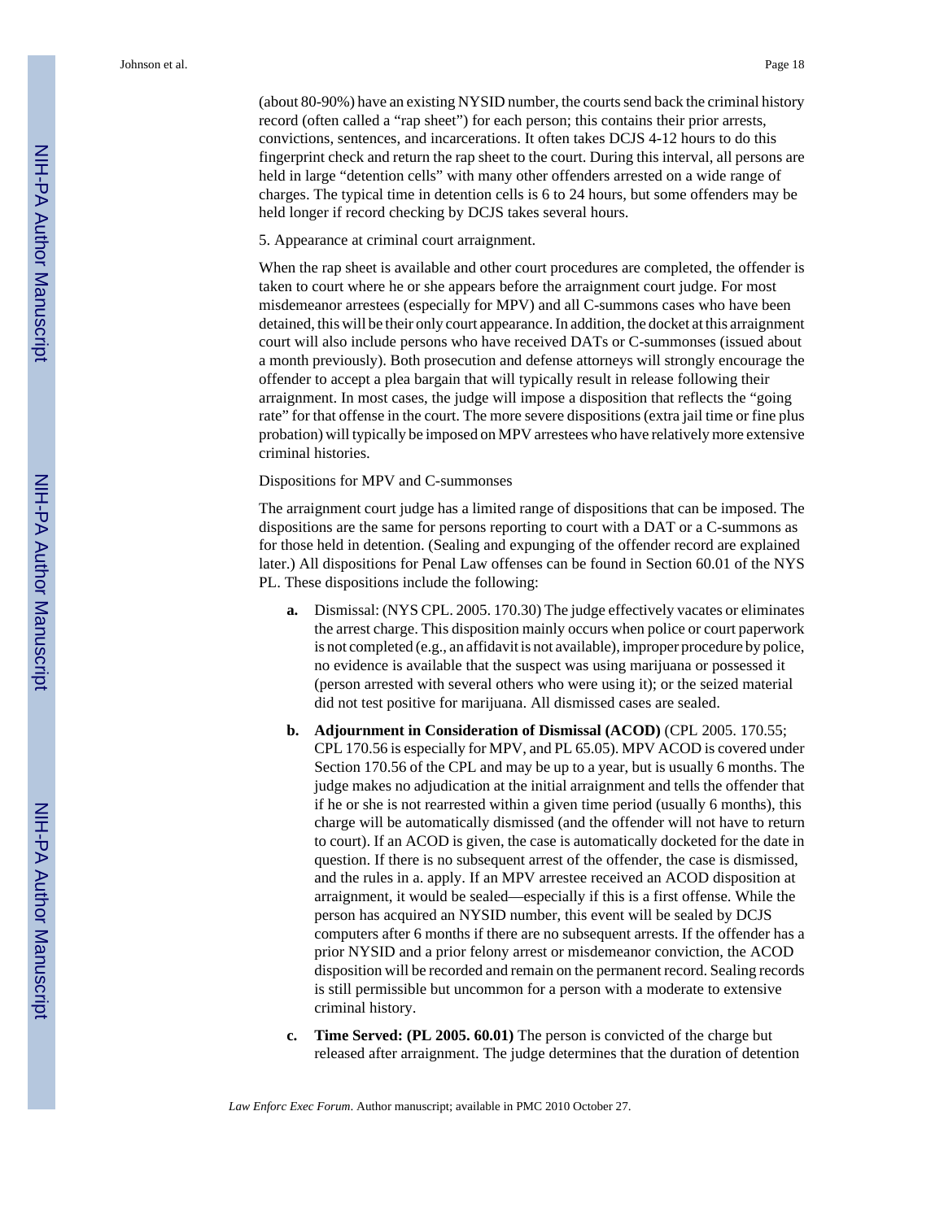(about 80-90%) have an existing NYSID number, the courts send back the criminal history record (often called a "rap sheet") for each person; this contains their prior arrests, convictions, sentences, and incarcerations. It often takes DCJS 4-12 hours to do this fingerprint check and return the rap sheet to the court. During this interval, all persons are held in large "detention cells" with many other offenders arrested on a wide range of charges. The typical time in detention cells is 6 to 24 hours, but some offenders may be held longer if record checking by DCJS takes several hours.

5. Appearance at criminal court arraignment.

When the rap sheet is available and other court procedures are completed, the offender is taken to court where he or she appears before the arraignment court judge. For most misdemeanor arrestees (especially for MPV) and all C-summons cases who have been detained, this will be their only court appearance. In addition, the docket at this arraignment court will also include persons who have received DATs or C-summonses (issued about a month previously). Both prosecution and defense attorneys will strongly encourage the offender to accept a plea bargain that will typically result in release following their arraignment. In most cases, the judge will impose a disposition that reflects the "going rate" for that offense in the court. The more severe dispositions (extra jail time or fine plus probation) will typically be imposed on MPV arrestees who have relatively more extensive criminal histories.

Dispositions for MPV and C-summonses

The arraignment court judge has a limited range of dispositions that can be imposed. The dispositions are the same for persons reporting to court with a DAT or a C-summons as for those held in detention. (Sealing and expunging of the offender record are explained later.) All dispositions for Penal Law offenses can be found in Section 60.01 of the NYS PL. These dispositions include the following:

- **a.** Dismissal: (NYS CPL. 2005. 170.30) The judge effectively vacates or eliminates the arrest charge. This disposition mainly occurs when police or court paperwork is not completed (e.g., an affidavit is not available), improper procedure by police, no evidence is available that the suspect was using marijuana or possessed it (person arrested with several others who were using it); or the seized material did not test positive for marijuana. All dismissed cases are sealed.
- **b.** **Adjournment in Consideration of Dismissal (ACOD)** (CPL 2005. 170.55; CPL 170.56 is especially for MPV, and PL 65.05). MPV ACOD is covered under Section 170.56 of the CPL and may be up to a year, but is usually 6 months. The judge makes no adjudication at the initial arraignment and tells the offender that if he or she is not rearrested within a given time period (usually 6 months), this charge will be automatically dismissed (and the offender will not have to return to court). If an ACOD is given, the case is automatically docketed for the date in question. If there is no subsequent arrest of the offender, the case is dismissed, and the rules in a. apply. If an MPV arrestee received an ACOD disposition at arraignment, it would be sealed—especially if this is a first offense. While the person has acquired an NYSID number, this event will be sealed by DCJS computers after 6 months if there are no subsequent arrests. If the offender has a prior NYSID and a prior felony arrest or misdemeanor conviction, the ACOD disposition will be recorded and remain on the permanent record. Sealing records is still permissible but uncommon for a person with a moderate to extensive criminal history.
- **c.** **Time Served: (PL 2005. 60.01)** The person is convicted of the charge but released after arraignment. The judge determines that the duration of detention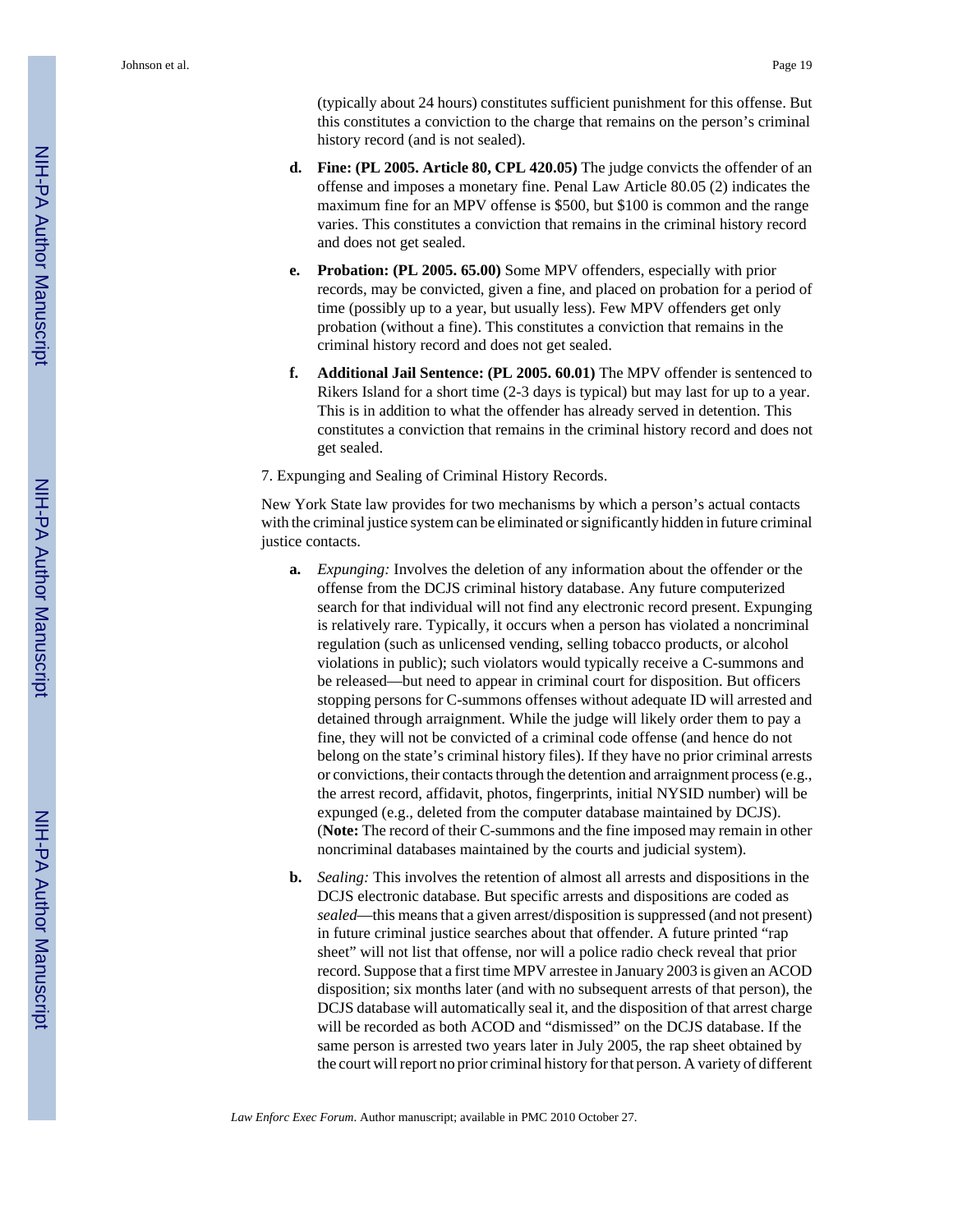(typically about 24 hours) constitutes sufficient punishment for this offense. But this constitutes a conviction to the charge that remains on the person's criminal history record (and is not sealed).

- **d.** **Fine: (PL 2005. Article 80, CPL 420.05)** The judge convicts the offender of an offense and imposes a monetary fine. Penal Law Article 80.05 (2) indicates the maximum fine for an MPV offense is $500, but $100 is common and the range varies. This constitutes a conviction that remains in the criminal history record and does not get sealed.

- **e.** **Probation: (PL 2005. 65.00)** Some MPV offenders, especially with prior records, may be convicted, given a fine, and placed on probation for a period of time (possibly up to a year, but usually less). Few MPV offenders get only probation (without a fine). This constitutes a conviction that remains in the criminal history record and does not get sealed.

- **f.** **Additional Jail Sentence: (PL 2005. 60.01)** The MPV offender is sentenced to Rikers Island for a short time (2-3 days is typical) but may last for up to a year. This is in addition to what the offender has already served in detention. This constitutes a conviction that remains in the criminal history record and does not get sealed.

7. Expunging and Sealing of Criminal History Records.

New York State law provides for two mechanisms by which a person's actual contacts with the criminal justice system can be eliminated or significantly hidden in future criminal justice contacts.

- **a.** *Expunging:* Involves the deletion of any information about the offender or the offense from the DCJS criminal history database. Any future computerized search for that individual will not find any electronic record present. Expunging is relatively rare. Typically, it occurs when a person has violated a noncriminal regulation (such as unlicensed vending, selling tobacco products, or alcohol violations in public); such violators would typically receive a C-summons and be released—but need to appear in criminal court for disposition. But officers stopping persons for C-summons offenses without adequate ID will arrested and detained through arraignment. While the judge will likely order them to pay a fine, they will not be convicted of a criminal code offense (and hence do not belong on the state's criminal history files). If they have no prior criminal arrests or convictions, their contacts through the detention and arraignment process (e.g., the arrest record, affidavit, photos, fingerprints, initial NYSID number) will be expunged (e.g., deleted from the computer database maintained by DCJS). (**Note:** The record of their C-summons and the fine imposed may remain in other noncriminal databases maintained by the courts and judicial system).

- **b.** *Sealing:* This involves the retention of almost all arrests and dispositions in the DCJS electronic database. But specific arrests and dispositions are coded as *sealed*—this means that a given arrest/disposition is suppressed (and not present) in future criminal justice searches about that offender. A future printed "rap sheet" will not list that offense, nor will a police radio check reveal that prior record. Suppose that a first time MPV arrestee in January 2003 is given an ACOD disposition; six months later (and with no subsequent arrests of that person), the DCJS database will automatically seal it, and the disposition of that arrest charge will be recorded as both ACOD and "dismissed" on the DCJS database. If the same person is arrested two years later in July 2005, the rap sheet obtained by the court will report no prior criminal history for that person. A variety of different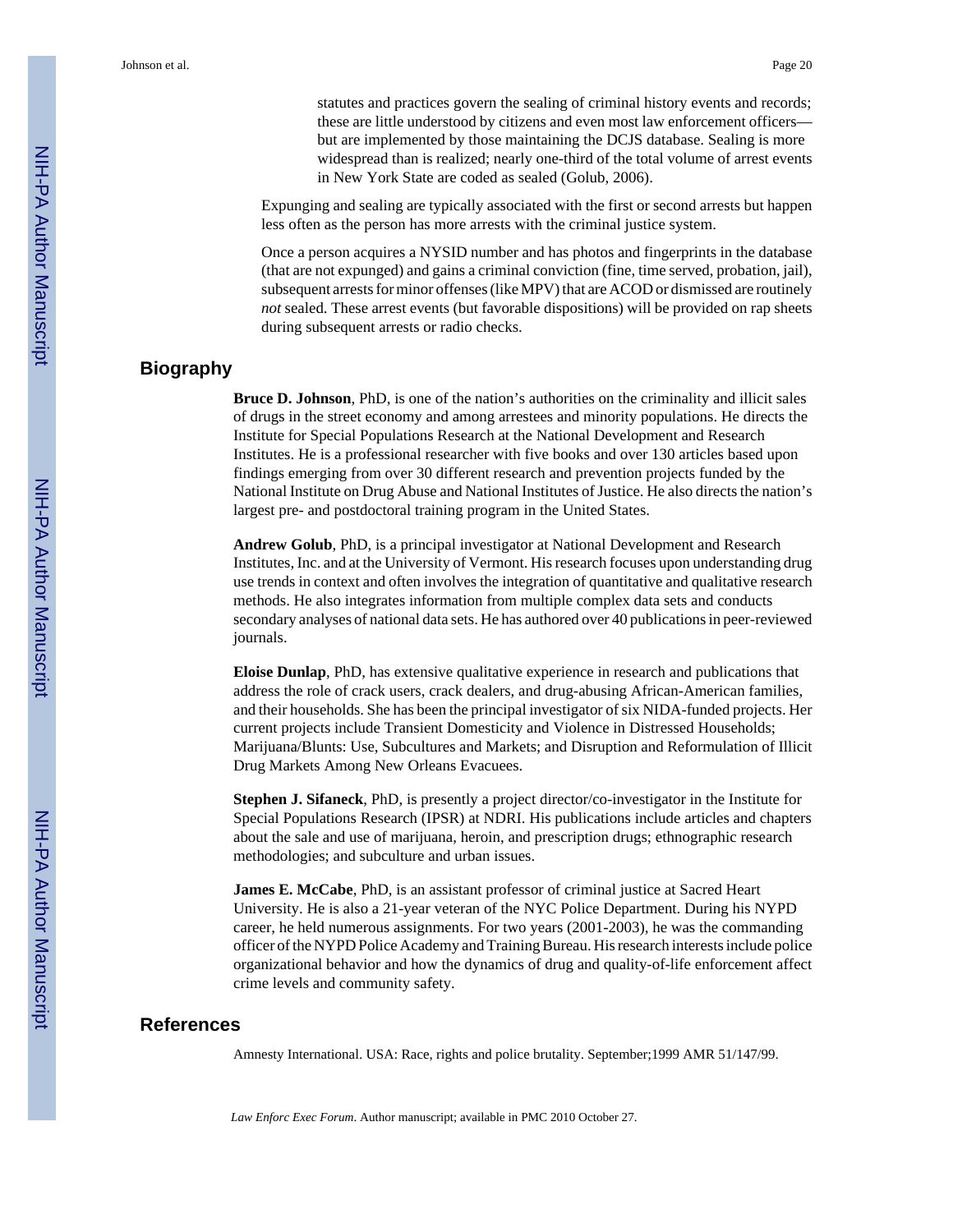statutes and practices govern the sealing of criminal history events and records; these are little understood by citizens and even most law enforcement officers—but are implemented by those maintaining the DCJS database. Sealing is more widespread than is realized; nearly one-third of the total volume of arrest events in New York State are coded as sealed (Golub, 2006).

Expunging and sealing are typically associated with the first or second arrests but happen less often as the person has more arrests with the criminal justice system.

Once a person acquires a NYSID number and has photos and fingerprints in the database (that are not expunged) and gains a criminal conviction (fine, time served, probation, jail), subsequent arrests for minor offenses (like MPV) that are ACOD or dismissed are routinely *not* sealed. These arrest events (but favorable dispositions) will be provided on rap sheets during subsequent arrests or radio checks.

## Biography

**Bruce D. Johnson**, PhD, is one of the nation's authorities on the criminality and illicit sales of drugs in the street economy and among arrestees and minority populations. He directs the Institute for Special Populations Research at the National Development and Research Institutes. He is a professional researcher with five books and over 130 articles based upon findings emerging from over 30 different research and prevention projects funded by the National Institute on Drug Abuse and National Institutes of Justice. He also directs the nation's largest pre- and postdoctoral training program in the United States.

**Andrew Golub**, PhD, is a principal investigator at National Development and Research Institutes, Inc. and at the University of Vermont. His research focuses upon understanding drug use trends in context and often involves the integration of quantitative and qualitative research methods. He also integrates information from multiple complex data sets and conducts secondary analyses of national data sets. He has authored over 40 publications in peer-reviewed journals.

**Eloise Dunlap**, PhD, has extensive qualitative experience in research and publications that address the role of crack users, crack dealers, and drug-abusing African-American families, and their households. She has been the principal investigator of six NIDA-funded projects. Her current projects include Transient Domesticity and Violence in Distressed Households; Marijuana/Blunts: Use, Subcultures and Markets; and Disruption and Reformulation of Illicit Drug Markets Among New Orleans Evacuees.

**Stephen J. Sifaneck**, PhD, is presently a project director/co-investigator in the Institute for Special Populations Research (IPSR) at NDRI. His publications include articles and chapters about the sale and use of marijuana, heroin, and prescription drugs; ethnographic research methodologies; and subculture and urban issues.

**James E. McCabe**, PhD, is an assistant professor of criminal justice at Sacred Heart University. He is also a 21-year veteran of the NYC Police Department. During his NYPD career, he held numerous assignments. For two years (2001-2003), he was the commanding officer of the NYPD Police Academy and Training Bureau. His research interests include police organizational behavior and how the dynamics of drug and quality-of-life enforcement affect crime levels and community safety.

## References

Amnesty International. USA: Race, rights and police brutality. September;1999 AMR 51/147/99.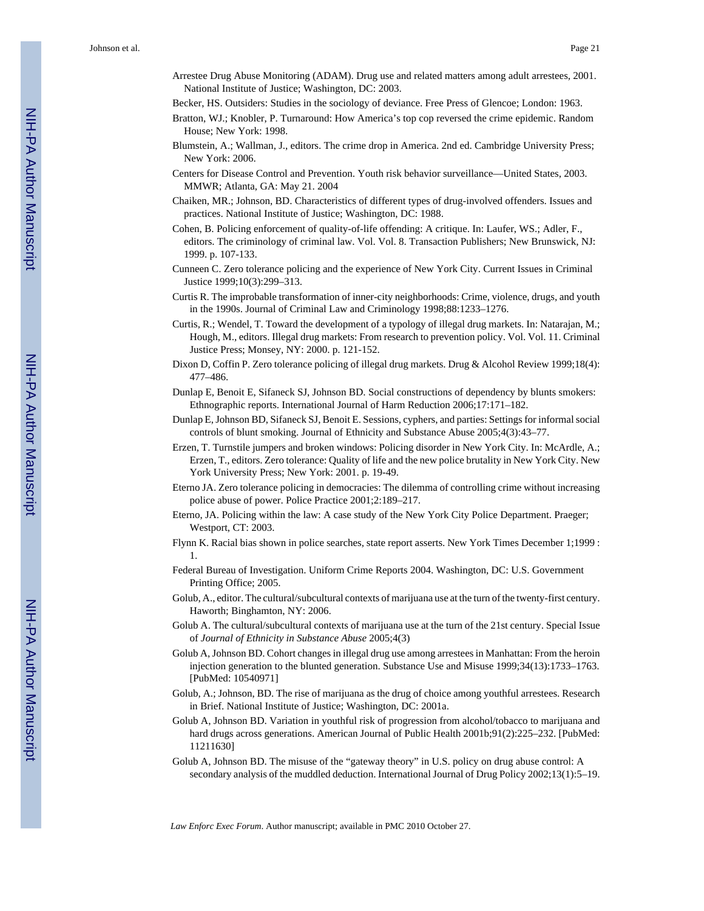Arrestee Drug Abuse Monitoring (ADAM). Drug use and related matters among adult arrestees, 2001. National Institute of Justice; Washington, DC: 2003.

Becker, HS. Outsiders: Studies in the sociology of deviance. Free Press of Glencoe; London: 1963.

Bratton, WJ.; Knobler, P. Turnaround: How America's top cop reversed the crime epidemic. Random House; New York: 1998.

Blumstein, A.; Wallman, J., editors. The crime drop in America. 2nd ed. Cambridge University Press; New York: 2006.

Centers for Disease Control and Prevention. Youth risk behavior surveillance—United States, 2003. MMWR; Atlanta, GA: May 21. 2004

Chaiken, MR.; Johnson, BD. Characteristics of different types of drug-involved offenders. Issues and practices. National Institute of Justice; Washington, DC: 1988.

Cohen, B. Policing enforcement of quality-of-life offending: A critique. In: Laufer, WS.; Adler, F., editors. The criminology of criminal law. Vol. Vol. 8. Transaction Publishers; New Brunswick, NJ: 1999. p. 107-133.

Cunneen C. Zero tolerance policing and the experience of New York City. Current Issues in Criminal Justice 1999;10(3):299–313.

Curtis R. The improbable transformation of inner-city neighborhoods: Crime, violence, drugs, and youth in the 1990s. Journal of Criminal Law and Criminology 1998;88:1233–1276.

Curtis, R.; Wendel, T. Toward the development of a typology of illegal drug markets. In: Natarajan, M.; Hough, M., editors. Illegal drug markets: From research to prevention policy. Vol. Vol. 11. Criminal Justice Press; Monsey, NY: 2000. p. 121-152.

Dixon D, Coffin P. Zero tolerance policing of illegal drug markets. Drug & Alcohol Review 1999;18(4): 477–486.

Dunlap E, Benoit E, Sifaneck SJ, Johnson BD. Social constructions of dependency by blunts smokers: Ethnographic reports. International Journal of Harm Reduction 2006;17:171–182.

Dunlap E, Johnson BD, Sifaneck SJ, Benoit E. Sessions, cyphers, and parties: Settings for informal social controls of blunt smoking. Journal of Ethnicity and Substance Abuse 2005;4(3):43–77.

Erzen, T. Turnstile jumpers and broken windows: Policing disorder in New York City. In: McArdle, A.; Erzen, T., editors. Zero tolerance: Quality of life and the new police brutality in New York City. New York University Press; New York: 2001. p. 19-49.

Eterno JA. Zero tolerance policing in democracies: The dilemma of controlling crime without increasing police abuse of power. Police Practice 2001;2:189–217.

Eterno, JA. Policing within the law: A case study of the New York City Police Department. Praeger; Westport, CT: 2003.

Flynn K. Racial bias shown in police searches, state report asserts. New York Times December 1;1999 : 1.

Federal Bureau of Investigation. Uniform Crime Reports 2004. Washington, DC: U.S. Government Printing Office; 2005.

Golub, A., editor. The cultural/subcultural contexts of marijuana use at the turn of the twenty-first century. Haworth; Binghamton, NY: 2006.

Golub A. The cultural/subcultural contexts of marijuana use at the turn of the 21st century. Special Issue of *Journal of Ethnicity in Substance Abuse* 2005;4(3)

Golub A, Johnson BD. Cohort changes in illegal drug use among arrestees in Manhattan: From the heroin injection generation to the blunted generation. Substance Use and Misuse 1999;34(13):1733–1763. [PubMed: 10540971]

Golub, A.; Johnson, BD. The rise of marijuana as the drug of choice among youthful arrestees. Research in Brief. National Institute of Justice; Washington, DC: 2001a.

Golub A, Johnson BD. Variation in youthful risk of progression from alcohol/tobacco to marijuana and hard drugs across generations. American Journal of Public Health 2001b;91(2):225–232. [PubMed: 11211630]

Golub A, Johnson BD. The misuse of the "gateway theory" in U.S. policy on drug abuse control: A secondary analysis of the muddled deduction. International Journal of Drug Policy 2002;13(1):5–19.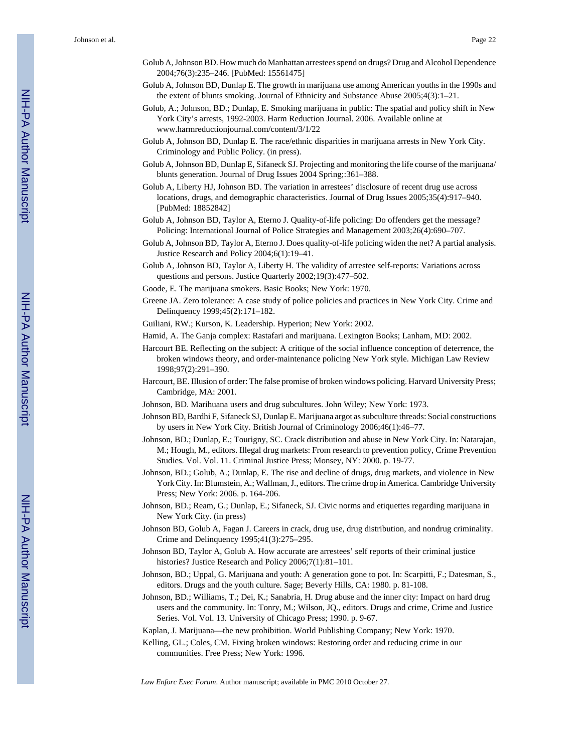Golub A, Johnson BD. How much do Manhattan arrestees spend on drugs? Drug and Alcohol Dependence 2004;76(3):235–246. [PubMed: 15561475]

Golub A, Johnson BD, Dunlap E. The growth in marijuana use among American youths in the 1990s and the extent of blunts smoking. Journal of Ethnicity and Substance Abuse 2005;4(3):1–21.

Golub, A.; Johnson, BD.; Dunlap, E. Smoking marijuana in public: The spatial and policy shift in New York City's arrests, 1992-2003. Harm Reduction Journal. 2006. Available online at www.harmreductionjournal.com/content/3/1/22

Golub A, Johnson BD, Dunlap E. The race/ethnic disparities in marijuana arrests in New York City. Criminology and Public Policy. (in press).

Golub A, Johnson BD, Dunlap E, Sifaneck SJ. Projecting and monitoring the life course of the marijuana/blunts generation. Journal of Drug Issues 2004 Spring;:361–388.

Golub A, Liberty HJ, Johnson BD. The variation in arrestees' disclosure of recent drug use across locations, drugs, and demographic characteristics. Journal of Drug Issues 2005;35(4):917–940. [PubMed: 18852842]

Golub A, Johnson BD, Taylor A, Eterno J. Quality-of-life policing: Do offenders get the message? Policing: International Journal of Police Strategies and Management 2003;26(4):690–707.

Golub A, Johnson BD, Taylor A, Eterno J. Does quality-of-life policing widen the net? A partial analysis. Justice Research and Policy 2004;6(1):19–41.

Golub A, Johnson BD, Taylor A, Liberty H. The validity of arrestee self-reports: Variations across questions and persons. Justice Quarterly 2002;19(3):477–502.

Goode, E. The marijuana smokers. Basic Books; New York: 1970.

Greene JA. Zero tolerance: A case study of police policies and practices in New York City. Crime and Delinquency 1999;45(2):171–182.

Guiliani, RW.; Kurson, K. Leadership. Hyperion; New York: 2002.

Hamid, A. The Ganja complex: Rastafari and marijuana. Lexington Books; Lanham, MD: 2002.

Harcourt BE. Reflecting on the subject: A critique of the social influence conception of deterrence, the broken windows theory, and order-maintenance policing New York style. Michigan Law Review 1998;97(2):291–390.

Harcourt, BE. Illusion of order: The false promise of broken windows policing. Harvard University Press; Cambridge, MA: 2001.

Johnson, BD. Marihuana users and drug subcultures. John Wiley; New York: 1973.

Johnson BD, Bardhi F, Sifaneck SJ, Dunlap E. Marijuana argot as subculture threads: Social constructions by users in New York City. British Journal of Criminology 2006;46(1):46–77.

Johnson, BD.; Dunlap, E.; Tourigny, SC. Crack distribution and abuse in New York City. In: Natarajan, M.; Hough, M., editors. Illegal drug markets: From research to prevention policy, Crime Prevention Studies. Vol. Vol. 11. Criminal Justice Press; Monsey, NY: 2000. p. 19-77.

Johnson, BD.; Golub, A.; Dunlap, E. The rise and decline of drugs, drug markets, and violence in New York City. In: Blumstein, A.; Wallman, J., editors. The crime drop in America. Cambridge University Press; New York: 2006. p. 164-206.

Johnson, BD.; Ream, G.; Dunlap, E.; Sifaneck, SJ. Civic norms and etiquettes regarding marijuana in New York City. (in press)

Johnson BD, Golub A, Fagan J. Careers in crack, drug use, drug distribution, and nondrug criminality. Crime and Delinquency 1995;41(3):275–295.

Johnson BD, Taylor A, Golub A. How accurate are arrestees' self reports of their criminal justice histories? Justice Research and Policy 2006;7(1):81–101.

Johnson, BD.; Uppal, G. Marijuana and youth: A generation gone to pot. In: Scarpitti, F.; Datesman, S., editors. Drugs and the youth culture. Sage; Beverly Hills, CA: 1980. p. 81-108.

Johnson, BD.; Williams, T.; Dei, K.; Sanabria, H. Drug abuse and the inner city: Impact on hard drug users and the community. In: Tonry, M.; Wilson, JQ., editors. Drugs and crime, Crime and Justice Series. Vol. Vol. 13. University of Chicago Press; 1990. p. 9-67.

Kaplan, J. Marijuana—the new prohibition. World Publishing Company; New York: 1970.

Kelling, GL.; Coles, CM. Fixing broken windows: Restoring order and reducing crime in our communities. Free Press; New York: 1996.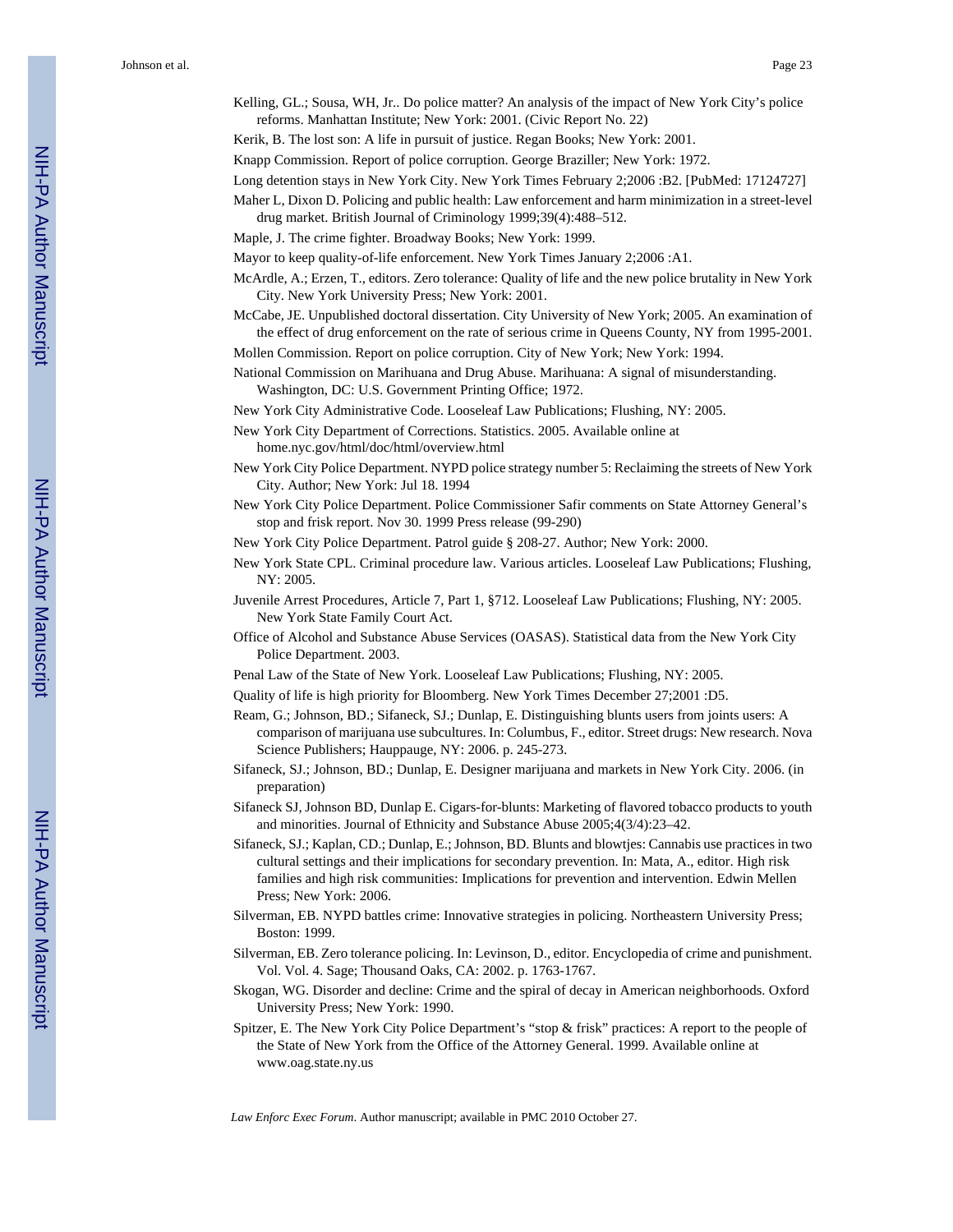Kelling, GL.; Sousa, WH, Jr.. Do police matter? An analysis of the impact of New York City's police reforms. Manhattan Institute; New York: 2001. (Civic Report No. 22)

Kerik, B. The lost son: A life in pursuit of justice. Regan Books; New York: 2001.

Knapp Commission. Report of police corruption. George Braziller; New York: 1972.

Long detention stays in New York City. New York Times February 2;2006 :B2. [PubMed: 17124727]

Maher L, Dixon D. Policing and public health: Law enforcement and harm minimization in a street-level drug market. British Journal of Criminology 1999;39(4):488–512.

Maple, J. The crime fighter. Broadway Books; New York: 1999.

Mayor to keep quality-of-life enforcement. New York Times January 2;2006 :A1.

McArdle, A.; Erzen, T., editors. Zero tolerance: Quality of life and the new police brutality in New York City. New York University Press; New York: 2001.

McCabe, JE. Unpublished doctoral dissertation. City University of New York; 2005. An examination of the effect of drug enforcement on the rate of serious crime in Queens County, NY from 1995-2001.

Mollen Commission. Report on police corruption. City of New York; New York: 1994.

National Commission on Marihuana and Drug Abuse. Marihuana: A signal of misunderstanding. Washington, DC: U.S. Government Printing Office; 1972.

New York City Administrative Code. Looseleaf Law Publications; Flushing, NY: 2005.

New York City Department of Corrections. Statistics. 2005. Available online at home.nyc.gov/html/doc/html/overview.html

New York City Police Department. NYPD police strategy number 5: Reclaiming the streets of New York City. Author; New York: Jul 18. 1994

New York City Police Department. Police Commissioner Safir comments on State Attorney General's stop and frisk report. Nov 30. 1999 Press release (99-290)

New York City Police Department. Patrol guide § 208-27. Author; New York: 2000.

New York State CPL. Criminal procedure law. Various articles. Looseleaf Law Publications; Flushing, NY: 2005.

Juvenile Arrest Procedures, Article 7, Part 1, §712. Looseleaf Law Publications; Flushing, NY: 2005. New York State Family Court Act.

Office of Alcohol and Substance Abuse Services (OASAS). Statistical data from the New York City Police Department. 2003.

Penal Law of the State of New York. Looseleaf Law Publications; Flushing, NY: 2005.

Quality of life is high priority for Bloomberg. New York Times December 27;2001 :D5.

Ream, G.; Johnson, BD.; Sifaneck, SJ.; Dunlap, E. Distinguishing blunts users from joints users: A comparison of marijuana use subcultures. In: Columbus, F., editor. Street drugs: New research. Nova Science Publishers; Hauppauge, NY: 2006. p. 245-273.

Sifaneck, SJ.; Johnson, BD.; Dunlap, E. Designer marijuana and markets in New York City. 2006. (in preparation)

Sifaneck SJ, Johnson BD, Dunlap E. Cigars-for-blunts: Marketing of flavored tobacco products to youth and minorities. Journal of Ethnicity and Substance Abuse 2005;4(3/4):23–42.

Sifaneck, SJ.; Kaplan, CD.; Dunlap, E.; Johnson, BD. Blunts and blowtjes: Cannabis use practices in two cultural settings and their implications for secondary prevention. In: Mata, A., editor. High risk families and high risk communities: Implications for prevention and intervention. Edwin Mellen Press; New York: 2006.

Silverman, EB. NYPD battles crime: Innovative strategies in policing. Northeastern University Press; Boston: 1999.

Silverman, EB. Zero tolerance policing. In: Levinson, D., editor. Encyclopedia of crime and punishment. Vol. Vol. 4. Sage; Thousand Oaks, CA: 2002. p. 1763-1767.

Skogan, WG. Disorder and decline: Crime and the spiral of decay in American neighborhoods. Oxford University Press; New York: 1990.

Spitzer, E. The New York City Police Department's "stop & frisk" practices: A report to the people of the State of New York from the Office of the Attorney General. 1999. Available online at www.oag.state.ny.us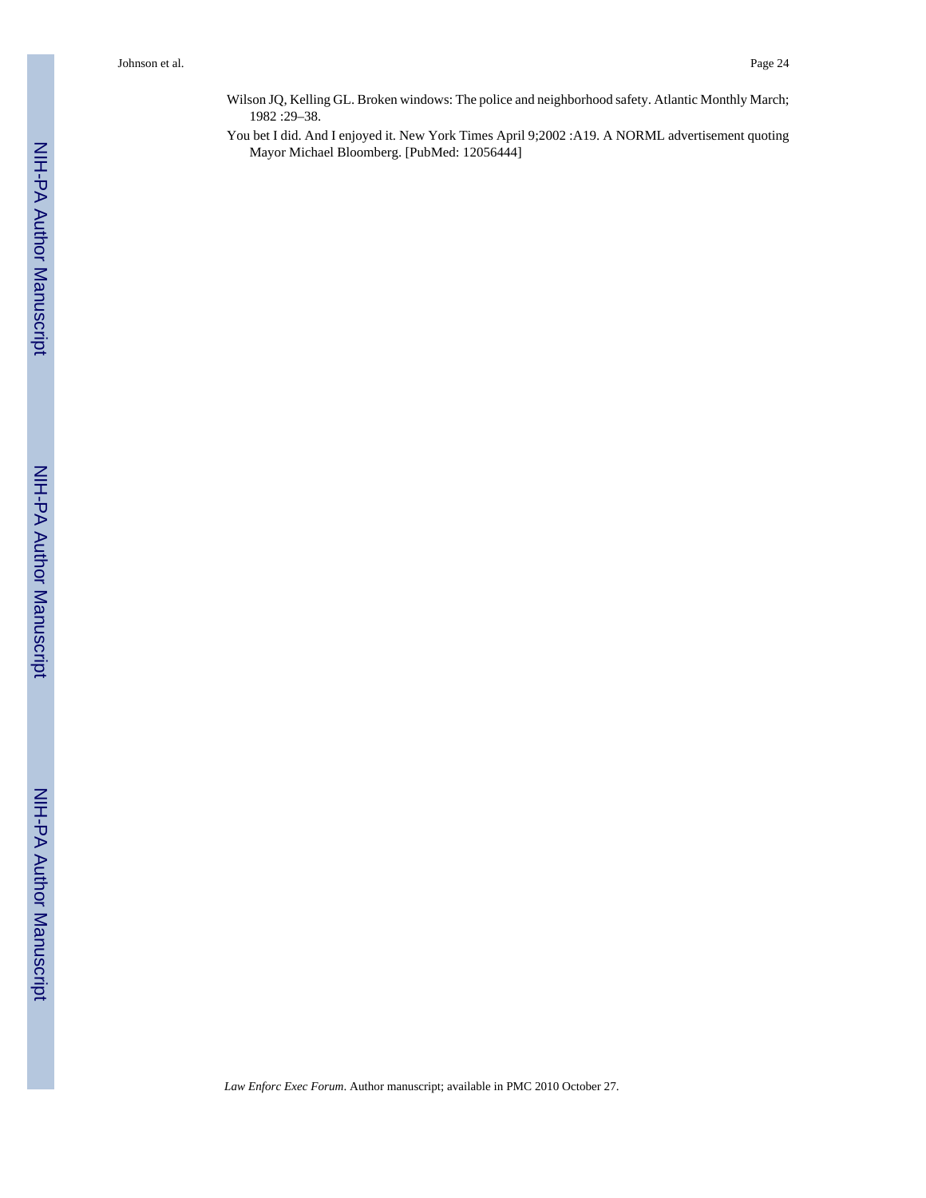Wilson JQ, Kelling GL. Broken windows: The police and neighborhood safety. Atlantic Monthly March; 1982 :29–38.

You bet I did. And I enjoyed it. New York Times April 9;2002 :A19. A NORML advertisement quoting Mayor Michael Bloomberg. [PubMed: 12056444]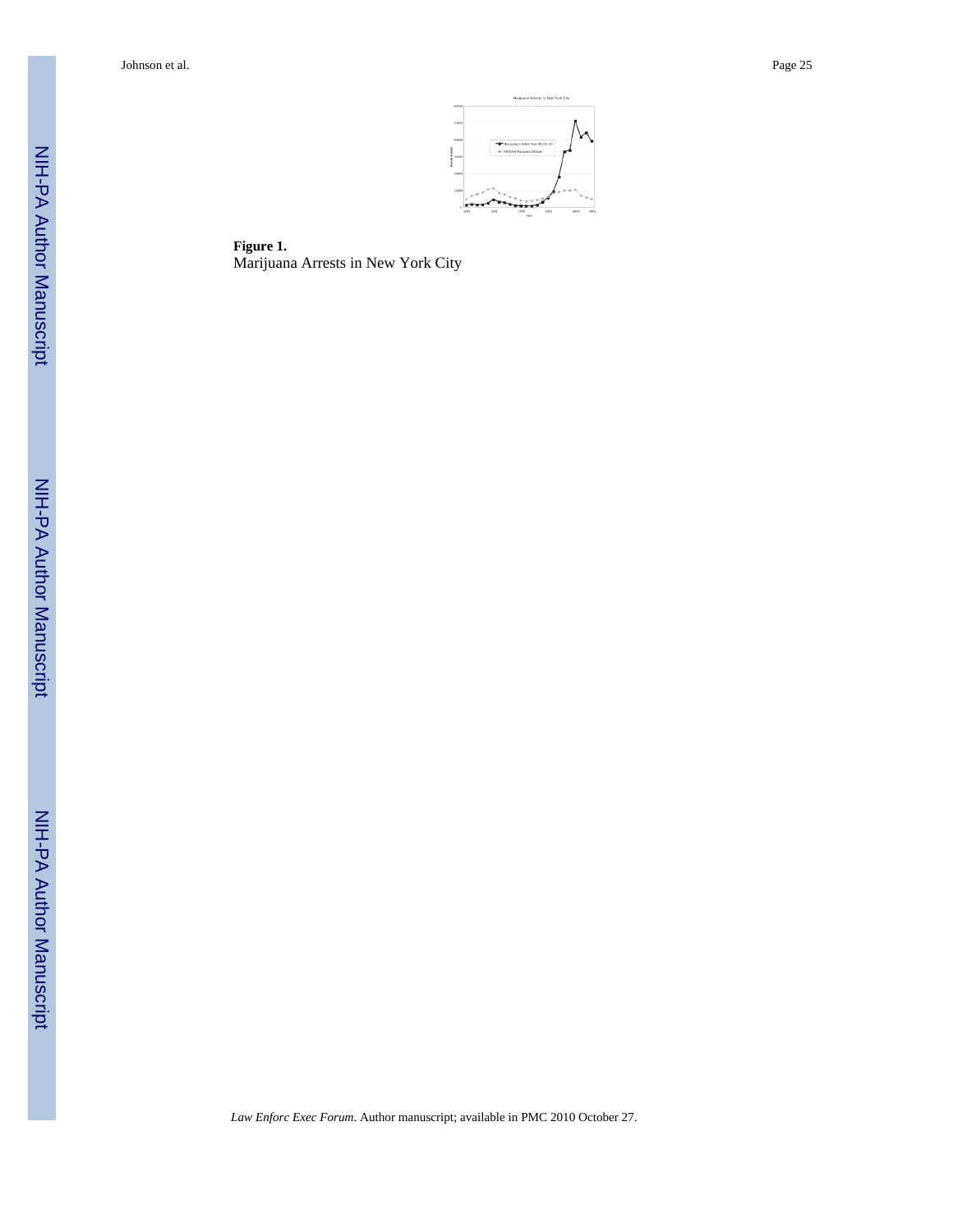**Figure 1.**
Marijuana Arrests in New York City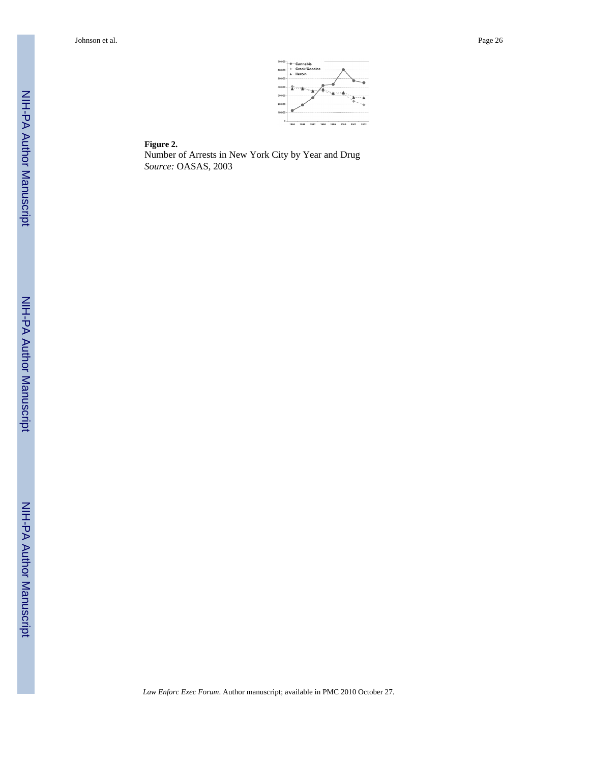**Figure 2.**

Number of Arrests in New York City by Year and Drug

*Source:* OASAS, 2003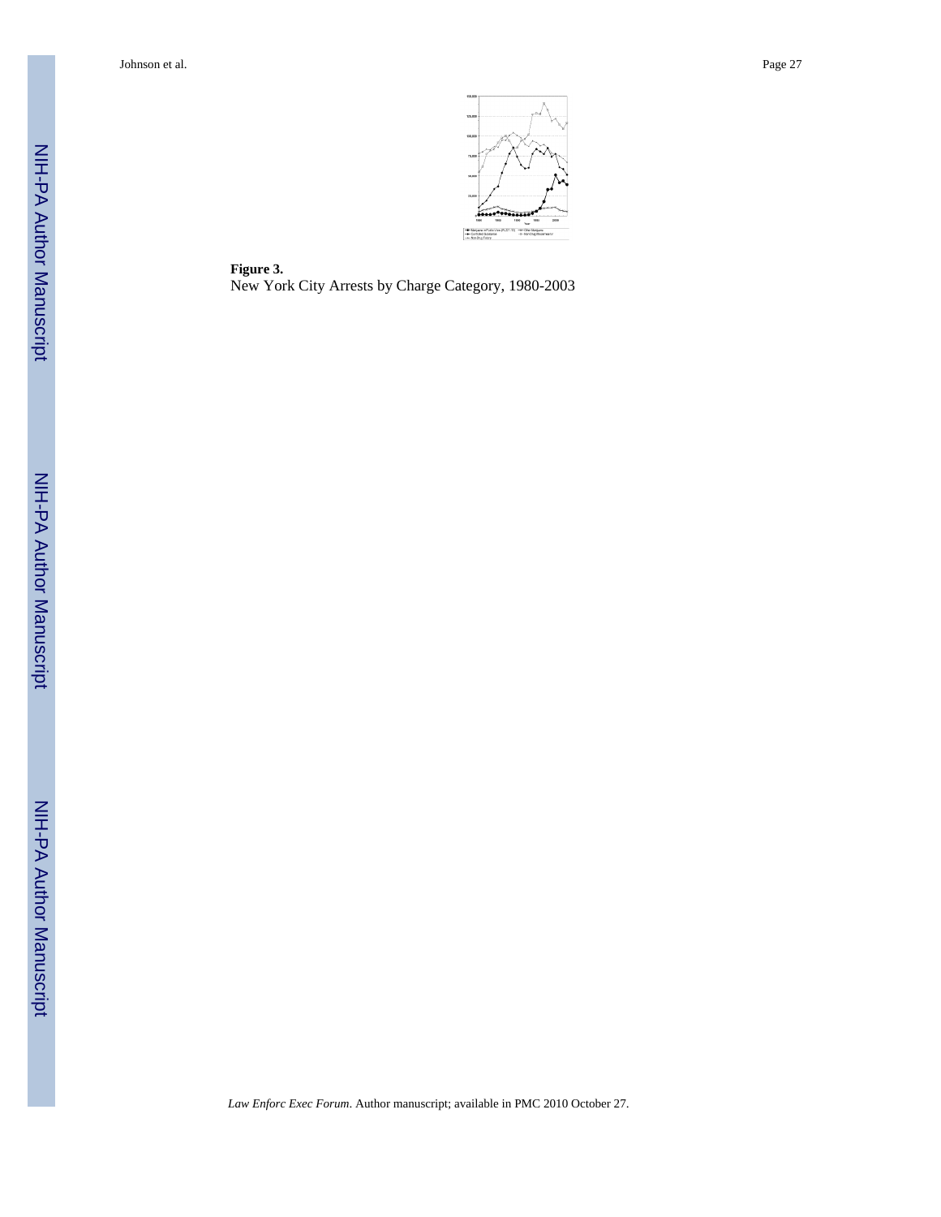150,000

125,000

100,000

75,000

50,000

25,000

1980

1985

1990

1995

2000

Year

Marijuana in Public View (PL221.10)

Controlled Substance

Non-Drug Felony

Other Marijuana

Non-Drug Misdemeanor

**Figure 3.**
New York City Arrests by Charge Category, 1980-2003